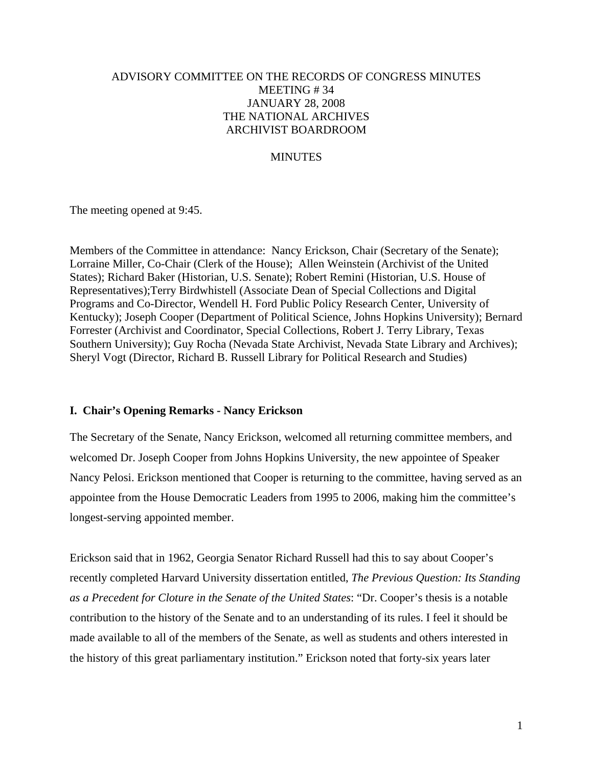# ADVISORY COMMITTEE ON THE RECORDS OF CONGRESS MINUTES
MEETING # 34
JANUARY 28, 2008
THE NATIONAL ARCHIVES
ARCHIVIST BOARDROOM

MINUTES

The meeting opened at 9:45.

Members of the Committee in attendance: Nancy Erickson, Chair (Secretary of the Senate); Lorraine Miller, Co-Chair (Clerk of the House); Allen Weinstein (Archivist of the United States); Richard Baker (Historian, U.S. Senate); Robert Remini (Historian, U.S. House of Representatives);Terry Birdwhistell (Associate Dean of Special Collections and Digital Programs and Co-Director, Wendell H. Ford Public Policy Research Center, University of Kentucky); Joseph Cooper (Department of Political Science, Johns Hopkins University); Bernard Forrester (Archivist and Coordinator, Special Collections, Robert J. Terry Library, Texas Southern University); Guy Rocha (Nevada State Archivist, Nevada State Library and Archives); Sheryl Vogt (Director, Richard B. Russell Library for Political Research and Studies)

## I. Chair's Opening Remarks - Nancy Erickson

The Secretary of the Senate, Nancy Erickson, welcomed all returning committee members, and welcomed Dr. Joseph Cooper from Johns Hopkins University, the new appointee of Speaker Nancy Pelosi. Erickson mentioned that Cooper is returning to the committee, having served as an appointee from the House Democratic Leaders from 1995 to 2006, making him the committee's longest-serving appointed member.

Erickson said that in 1962, Georgia Senator Richard Russell had this to say about Cooper's recently completed Harvard University dissertation entitled, *The Previous Question: Its Standing as a Precedent for Cloture in the Senate of the United States*: "Dr. Cooper's thesis is a notable contribution to the history of the Senate and to an understanding of its rules. I feel it should be made available to all of the members of the Senate, as well as students and others interested in the history of this great parliamentary institution." Erickson noted that forty-six years later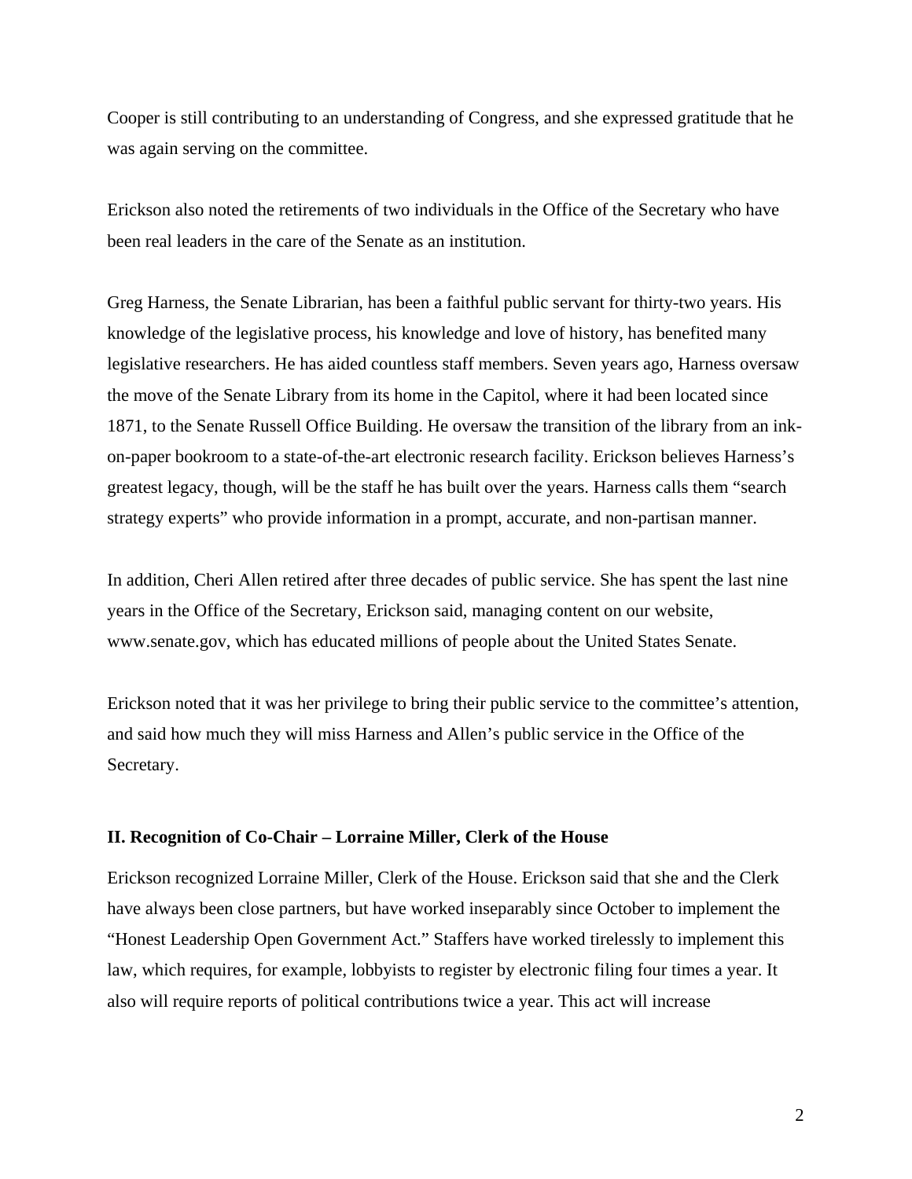Cooper is still contributing to an understanding of Congress, and she expressed gratitude that he was again serving on the committee.

Erickson also noted the retirements of two individuals in the Office of the Secretary who have been real leaders in the care of the Senate as an institution.

Greg Harness, the Senate Librarian, has been a faithful public servant for thirty-two years. His knowledge of the legislative process, his knowledge and love of history, has benefited many legislative researchers. He has aided countless staff members. Seven years ago, Harness oversaw the move of the Senate Library from its home in the Capitol, where it had been located since 1871, to the Senate Russell Office Building. He oversaw the transition of the library from an ink-on-paper bookroom to a state-of-the-art electronic research facility. Erickson believes Harness's greatest legacy, though, will be the staff he has built over the years. Harness calls them "search strategy experts" who provide information in a prompt, accurate, and non-partisan manner.

In addition, Cheri Allen retired after three decades of public service. She has spent the last nine years in the Office of the Secretary, Erickson said, managing content on our website, www.senate.gov, which has educated millions of people about the United States Senate.

Erickson noted that it was her privilege to bring their public service to the committee's attention, and said how much they will miss Harness and Allen's public service in the Office of the Secretary.

### II. Recognition of Co-Chair – Lorraine Miller, Clerk of the House

Erickson recognized Lorraine Miller, Clerk of the House. Erickson said that she and the Clerk have always been close partners, but have worked inseparably since October to implement the "Honest Leadership Open Government Act." Staffers have worked tirelessly to implement this law, which requires, for example, lobbyists to register by electronic filing four times a year. It also will require reports of political contributions twice a year. This act will increase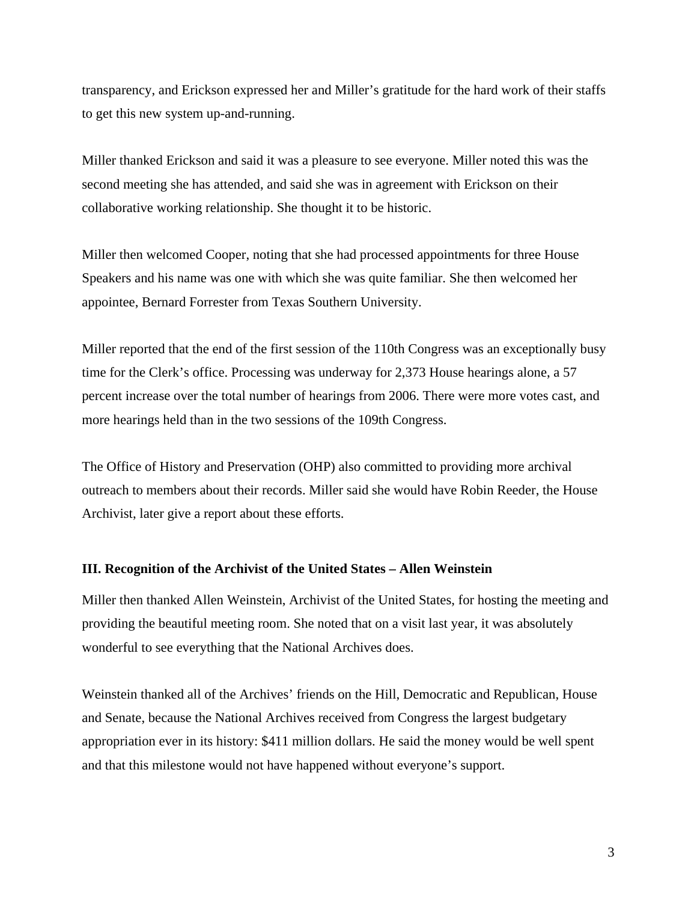transparency, and Erickson expressed her and Miller's gratitude for the hard work of their staffs to get this new system up-and-running.

Miller thanked Erickson and said it was a pleasure to see everyone. Miller noted this was the second meeting she has attended, and said she was in agreement with Erickson on their collaborative working relationship. She thought it to be historic.

Miller then welcomed Cooper, noting that she had processed appointments for three House Speakers and his name was one with which she was quite familiar. She then welcomed her appointee, Bernard Forrester from Texas Southern University.

Miller reported that the end of the first session of the 110th Congress was an exceptionally busy time for the Clerk's office. Processing was underway for 2,373 House hearings alone, a 57 percent increase over the total number of hearings from 2006. There were more votes cast, and more hearings held than in the two sessions of the 109th Congress.

The Office of History and Preservation (OHP) also committed to providing more archival outreach to members about their records. Miller said she would have Robin Reeder, the House Archivist, later give a report about these efforts.

**III. Recognition of the Archivist of the United States – Allen Weinstein**

Miller then thanked Allen Weinstein, Archivist of the United States, for hosting the meeting and providing the beautiful meeting room. She noted that on a visit last year, it was absolutely wonderful to see everything that the National Archives does.

Weinstein thanked all of the Archives' friends on the Hill, Democratic and Republican, House and Senate, because the National Archives received from Congress the largest budgetary appropriation ever in its history: $411 million dollars. He said the money would be well spent and that this milestone would not have happened without everyone's support.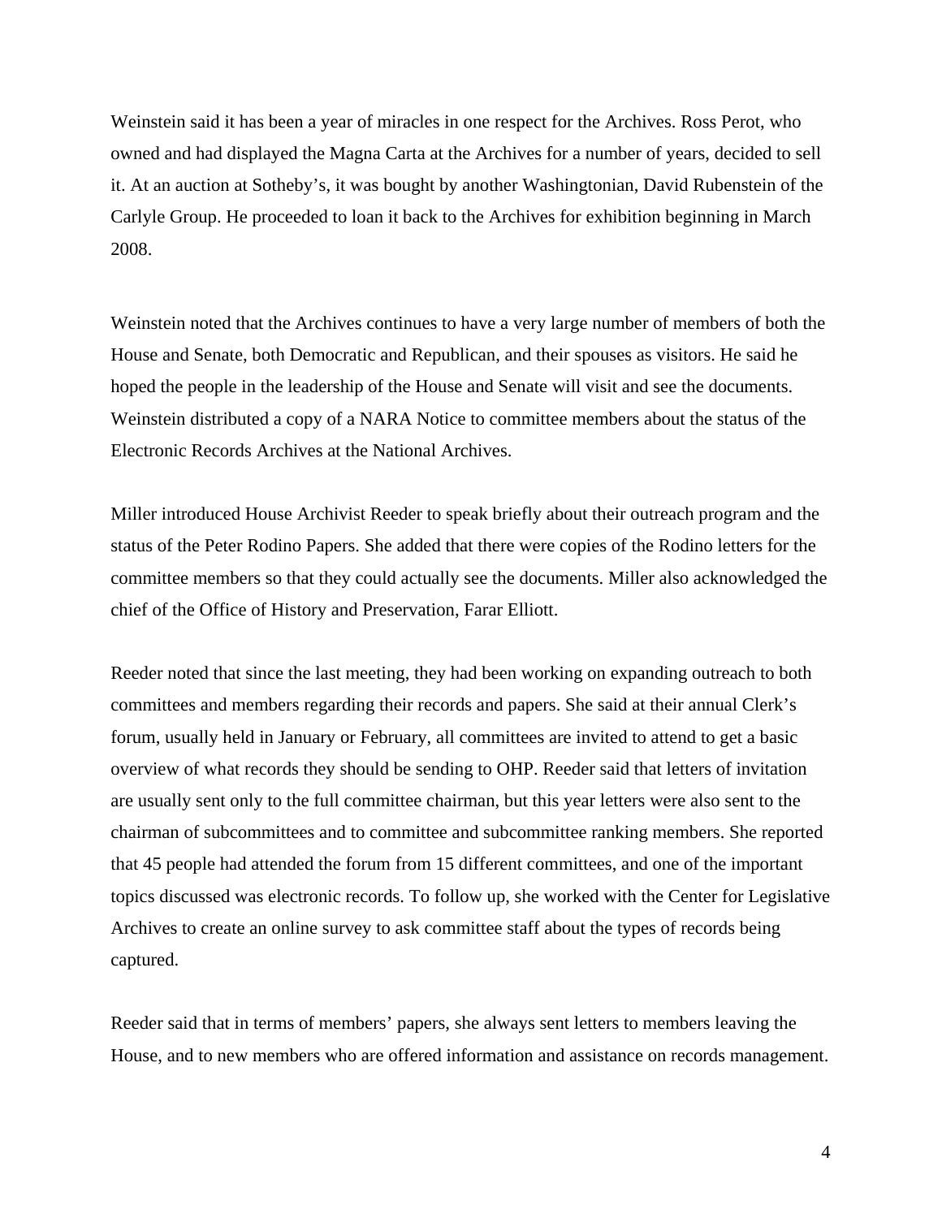Weinstein said it has been a year of miracles in one respect for the Archives. Ross Perot, who owned and had displayed the Magna Carta at the Archives for a number of years, decided to sell it. At an auction at Sotheby's, it was bought by another Washingtonian, David Rubenstein of the Carlyle Group. He proceeded to loan it back to the Archives for exhibition beginning in March 2008.

Weinstein noted that the Archives continues to have a very large number of members of both the House and Senate, both Democratic and Republican, and their spouses as visitors. He said he hoped the people in the leadership of the House and Senate will visit and see the documents. Weinstein distributed a copy of a NARA Notice to committee members about the status of the Electronic Records Archives at the National Archives.

Miller introduced House Archivist Reeder to speak briefly about their outreach program and the status of the Peter Rodino Papers. She added that there were copies of the Rodino letters for the committee members so that they could actually see the documents. Miller also acknowledged the chief of the Office of History and Preservation, Farar Elliott.

Reeder noted that since the last meeting, they had been working on expanding outreach to both committees and members regarding their records and papers. She said at their annual Clerk's forum, usually held in January or February, all committees are invited to attend to get a basic overview of what records they should be sending to OHP. Reeder said that letters of invitation are usually sent only to the full committee chairman, but this year letters were also sent to the chairman of subcommittees and to committee and subcommittee ranking members. She reported that 45 people had attended the forum from 15 different committees, and one of the important topics discussed was electronic records. To follow up, she worked with the Center for Legislative Archives to create an online survey to ask committee staff about the types of records being captured.

Reeder said that in terms of members' papers, she always sent letters to members leaving the House, and to new members who are offered information and assistance on records management.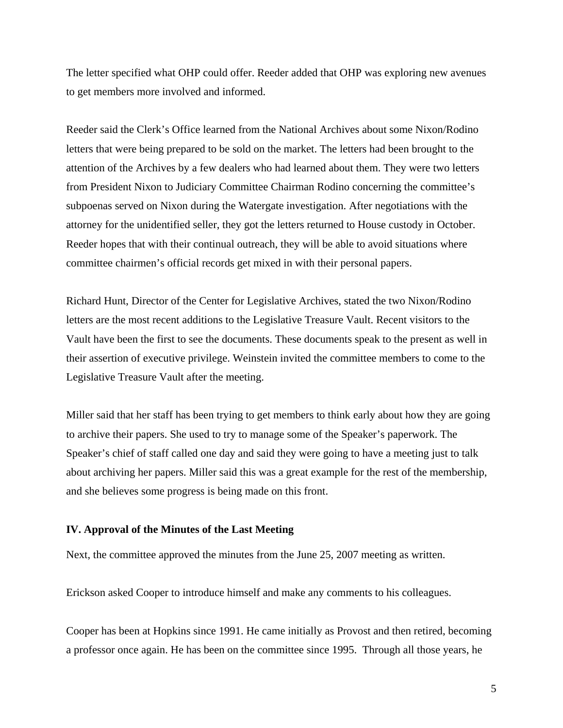The letter specified what OHP could offer. Reeder added that OHP was exploring new avenues to get members more involved and informed.

Reeder said the Clerk's Office learned from the National Archives about some Nixon/Rodino letters that were being prepared to be sold on the market. The letters had been brought to the attention of the Archives by a few dealers who had learned about them. They were two letters from President Nixon to Judiciary Committee Chairman Rodino concerning the committee's subpoenas served on Nixon during the Watergate investigation. After negotiations with the attorney for the unidentified seller, they got the letters returned to House custody in October. Reeder hopes that with their continual outreach, they will be able to avoid situations where committee chairmen's official records get mixed in with their personal papers.

Richard Hunt, Director of the Center for Legislative Archives, stated the two Nixon/Rodino letters are the most recent additions to the Legislative Treasure Vault. Recent visitors to the Vault have been the first to see the documents. These documents speak to the present as well in their assertion of executive privilege. Weinstein invited the committee members to come to the Legislative Treasure Vault after the meeting.

Miller said that her staff has been trying to get members to think early about how they are going to archive their papers. She used to try to manage some of the Speaker's paperwork. The Speaker's chief of staff called one day and said they were going to have a meeting just to talk about archiving her papers. Miller said this was a great example for the rest of the membership, and she believes some progress is being made on this front.

### IV. Approval of the Minutes of the Last Meeting

Next, the committee approved the minutes from the June 25, 2007 meeting as written.

Erickson asked Cooper to introduce himself and make any comments to his colleagues.

Cooper has been at Hopkins since 1991. He came initially as Provost and then retired, becoming a professor once again. He has been on the committee since 1995. Through all those years, he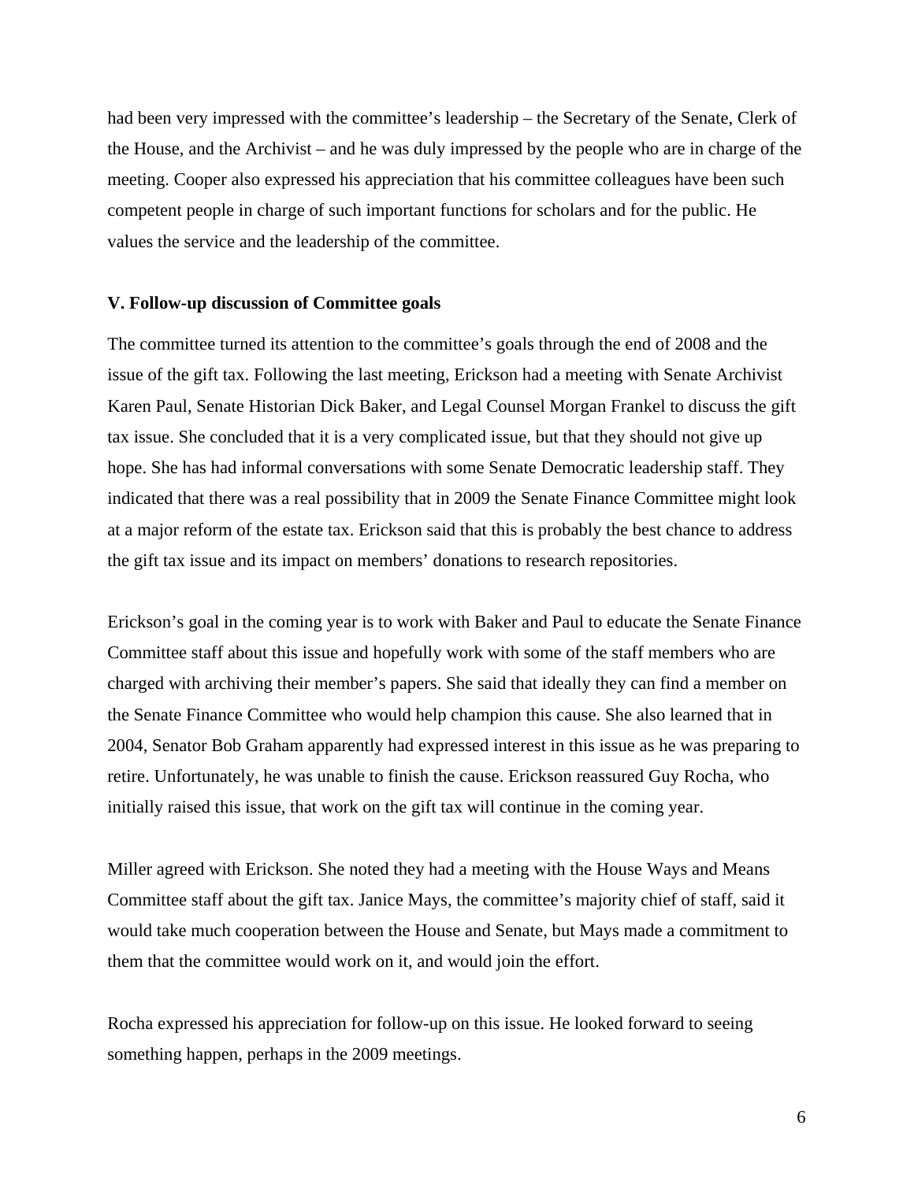had been very impressed with the committee's leadership – the Secretary of the Senate, Clerk of the House, and the Archivist – and he was duly impressed by the people who are in charge of the meeting. Cooper also expressed his appreciation that his committee colleagues have been such competent people in charge of such important functions for scholars and for the public. He values the service and the leadership of the committee.

**V. Follow-up discussion of Committee goals**

The committee turned its attention to the committee's goals through the end of 2008 and the issue of the gift tax. Following the last meeting, Erickson had a meeting with Senate Archivist Karen Paul, Senate Historian Dick Baker, and Legal Counsel Morgan Frankel to discuss the gift tax issue. She concluded that it is a very complicated issue, but that they should not give up hope. She has had informal conversations with some Senate Democratic leadership staff. They indicated that there was a real possibility that in 2009 the Senate Finance Committee might look at a major reform of the estate tax. Erickson said that this is probably the best chance to address the gift tax issue and its impact on members' donations to research repositories.

Erickson's goal in the coming year is to work with Baker and Paul to educate the Senate Finance Committee staff about this issue and hopefully work with some of the staff members who are charged with archiving their member's papers. She said that ideally they can find a member on the Senate Finance Committee who would help champion this cause. She also learned that in 2004, Senator Bob Graham apparently had expressed interest in this issue as he was preparing to retire. Unfortunately, he was unable to finish the cause. Erickson reassured Guy Rocha, who initially raised this issue, that work on the gift tax will continue in the coming year.

Miller agreed with Erickson. She noted they had a meeting with the House Ways and Means Committee staff about the gift tax. Janice Mays, the committee's majority chief of staff, said it would take much cooperation between the House and Senate, but Mays made a commitment to them that the committee would work on it, and would join the effort.

Rocha expressed his appreciation for follow-up on this issue. He looked forward to seeing something happen, perhaps in the 2009 meetings.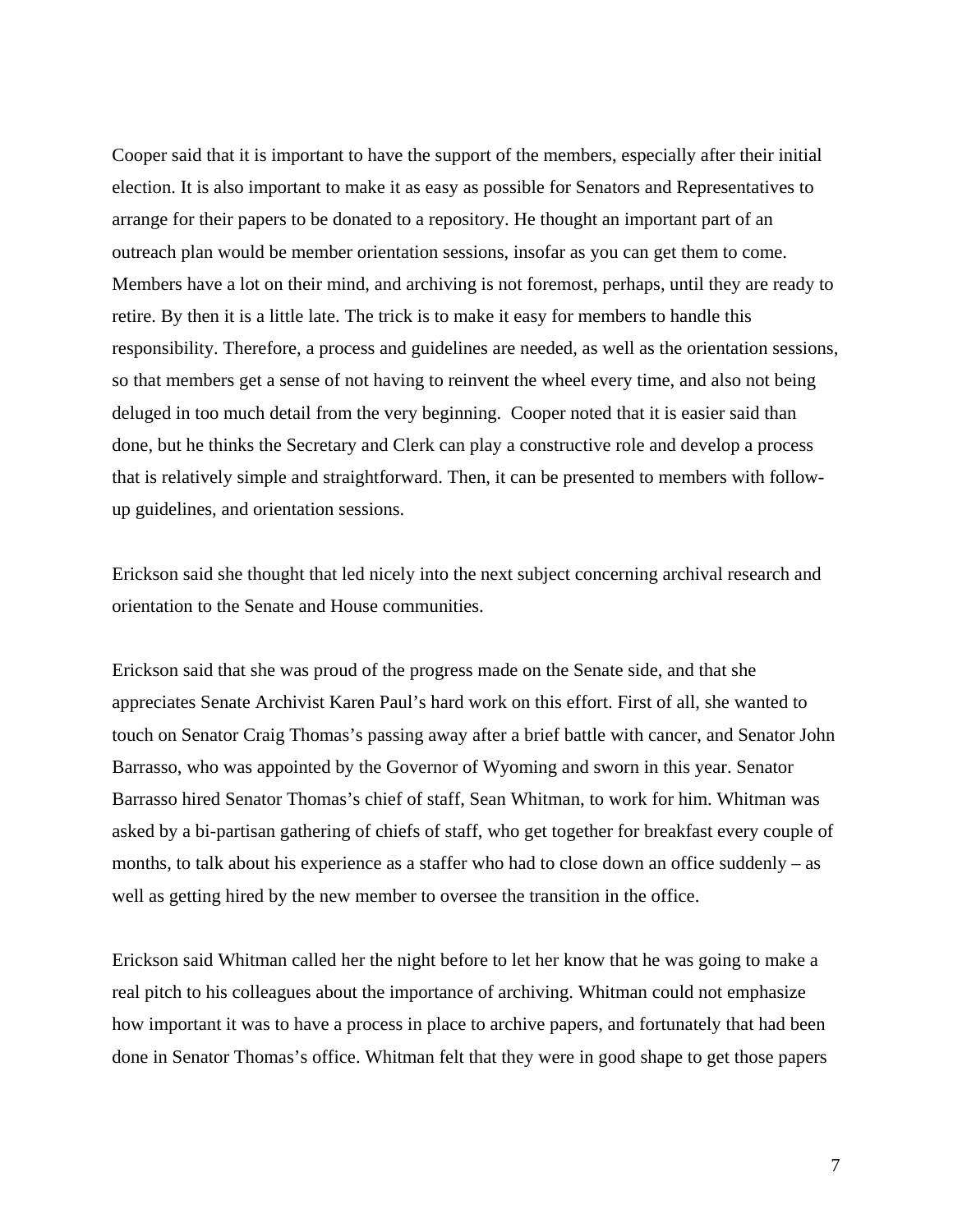Cooper said that it is important to have the support of the members, especially after their initial election. It is also important to make it as easy as possible for Senators and Representatives to arrange for their papers to be donated to a repository. He thought an important part of an outreach plan would be member orientation sessions, insofar as you can get them to come. Members have a lot on their mind, and archiving is not foremost, perhaps, until they are ready to retire. By then it is a little late. The trick is to make it easy for members to handle this responsibility. Therefore, a process and guidelines are needed, as well as the orientation sessions, so that members get a sense of not having to reinvent the wheel every time, and also not being deluged in too much detail from the very beginning. Cooper noted that it is easier said than done, but he thinks the Secretary and Clerk can play a constructive role and develop a process that is relatively simple and straightforward. Then, it can be presented to members with follow-up guidelines, and orientation sessions.

Erickson said she thought that led nicely into the next subject concerning archival research and orientation to the Senate and House communities.

Erickson said that she was proud of the progress made on the Senate side, and that she appreciates Senate Archivist Karen Paul's hard work on this effort. First of all, she wanted to touch on Senator Craig Thomas's passing away after a brief battle with cancer, and Senator John Barrasso, who was appointed by the Governor of Wyoming and sworn in this year. Senator Barrasso hired Senator Thomas's chief of staff, Sean Whitman, to work for him. Whitman was asked by a bi-partisan gathering of chiefs of staff, who get together for breakfast every couple of months, to talk about his experience as a staffer who had to close down an office suddenly – as well as getting hired by the new member to oversee the transition in the office.

Erickson said Whitman called her the night before to let her know that he was going to make a real pitch to his colleagues about the importance of archiving. Whitman could not emphasize how important it was to have a process in place to archive papers, and fortunately that had been done in Senator Thomas's office. Whitman felt that they were in good shape to get those papers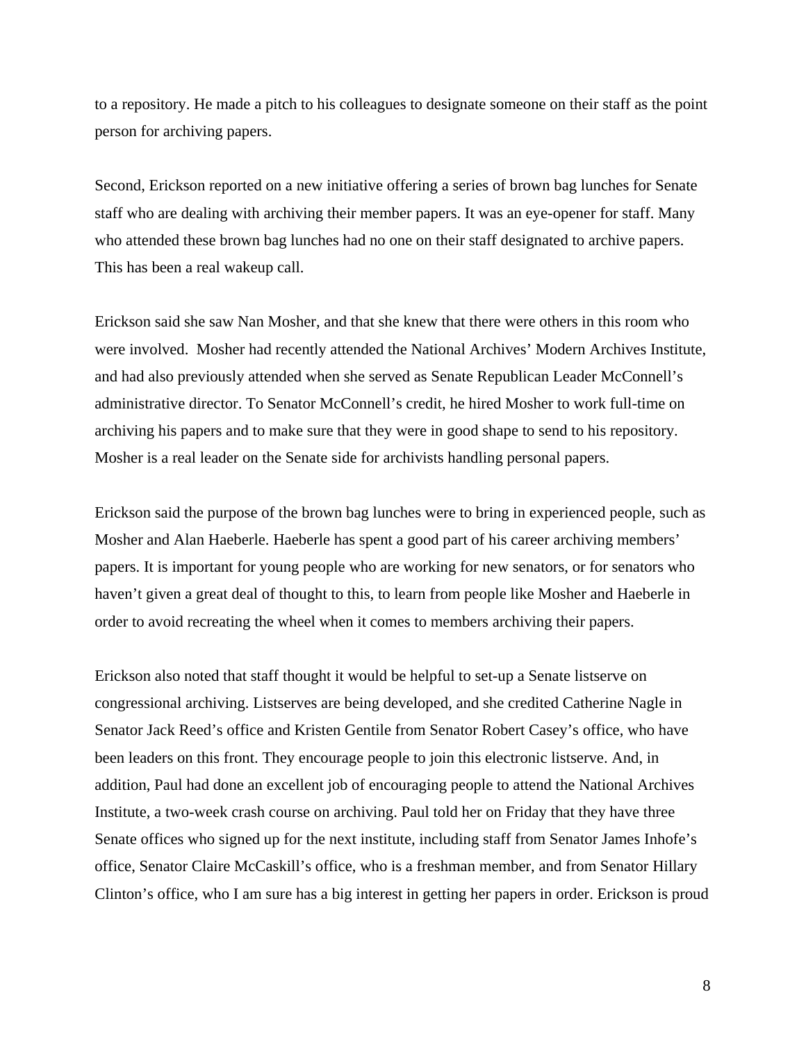to a repository. He made a pitch to his colleagues to designate someone on their staff as the point person for archiving papers.

Second, Erickson reported on a new initiative offering a series of brown bag lunches for Senate staff who are dealing with archiving their member papers. It was an eye-opener for staff. Many who attended these brown bag lunches had no one on their staff designated to archive papers. This has been a real wakeup call.

Erickson said she saw Nan Mosher, and that she knew that there were others in this room who were involved. Mosher had recently attended the National Archives' Modern Archives Institute, and had also previously attended when she served as Senate Republican Leader McConnell's administrative director. To Senator McConnell's credit, he hired Mosher to work full-time on archiving his papers and to make sure that they were in good shape to send to his repository. Mosher is a real leader on the Senate side for archivists handling personal papers.

Erickson said the purpose of the brown bag lunches were to bring in experienced people, such as Mosher and Alan Haeberle. Haeberle has spent a good part of his career archiving members' papers. It is important for young people who are working for new senators, or for senators who haven't given a great deal of thought to this, to learn from people like Mosher and Haeberle in order to avoid recreating the wheel when it comes to members archiving their papers.

Erickson also noted that staff thought it would be helpful to set-up a Senate listserve on congressional archiving. Listserves are being developed, and she credited Catherine Nagle in Senator Jack Reed's office and Kristen Gentile from Senator Robert Casey's office, who have been leaders on this front. They encourage people to join this electronic listserve. And, in addition, Paul had done an excellent job of encouraging people to attend the National Archives Institute, a two-week crash course on archiving. Paul told her on Friday that they have three Senate offices who signed up for the next institute, including staff from Senator James Inhofe's office, Senator Claire McCaskill's office, who is a freshman member, and from Senator Hillary Clinton's office, who I am sure has a big interest in getting her papers in order. Erickson is proud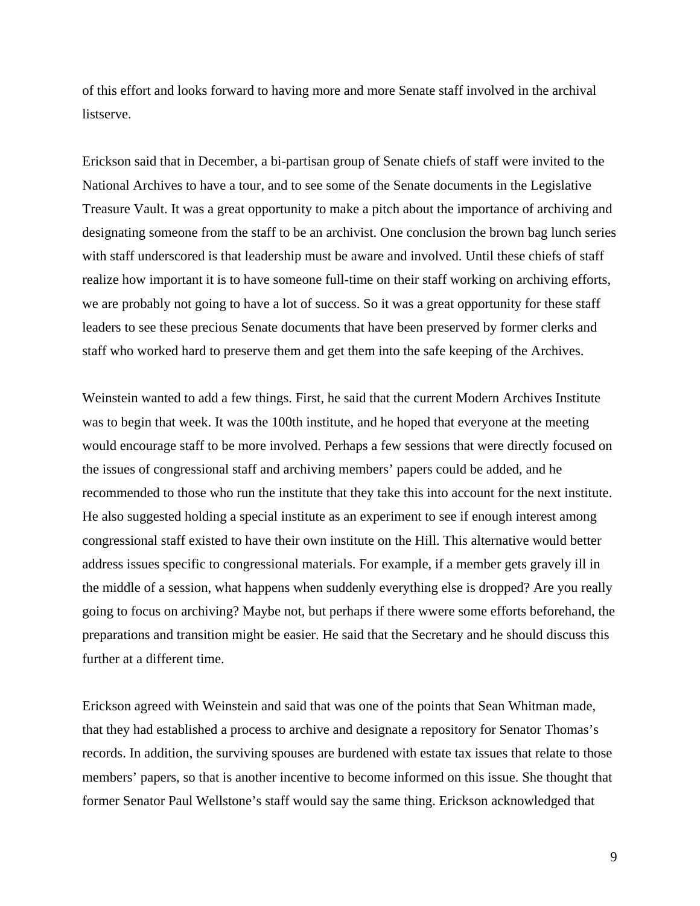of this effort and looks forward to having more and more Senate staff involved in the archival listserve.

Erickson said that in December, a bi-partisan group of Senate chiefs of staff were invited to the National Archives to have a tour, and to see some of the Senate documents in the Legislative Treasure Vault. It was a great opportunity to make a pitch about the importance of archiving and designating someone from the staff to be an archivist. One conclusion the brown bag lunch series with staff underscored is that leadership must be aware and involved. Until these chiefs of staff realize how important it is to have someone full-time on their staff working on archiving efforts, we are probably not going to have a lot of success. So it was a great opportunity for these staff leaders to see these precious Senate documents that have been preserved by former clerks and staff who worked hard to preserve them and get them into the safe keeping of the Archives.

Weinstein wanted to add a few things. First, he said that the current Modern Archives Institute was to begin that week. It was the 100th institute, and he hoped that everyone at the meeting would encourage staff to be more involved. Perhaps a few sessions that were directly focused on the issues of congressional staff and archiving members' papers could be added, and he recommended to those who run the institute that they take this into account for the next institute. He also suggested holding a special institute as an experiment to see if enough interest among congressional staff existed to have their own institute on the Hill. This alternative would better address issues specific to congressional materials. For example, if a member gets gravely ill in the middle of a session, what happens when suddenly everything else is dropped? Are you really going to focus on archiving? Maybe not, but perhaps if there wwere some efforts beforehand, the preparations and transition might be easier. He said that the Secretary and he should discuss this further at a different time.

Erickson agreed with Weinstein and said that was one of the points that Sean Whitman made, that they had established a process to archive and designate a repository for Senator Thomas's records. In addition, the surviving spouses are burdened with estate tax issues that relate to those members' papers, so that is another incentive to become informed on this issue. She thought that former Senator Paul Wellstone's staff would say the same thing. Erickson acknowledged that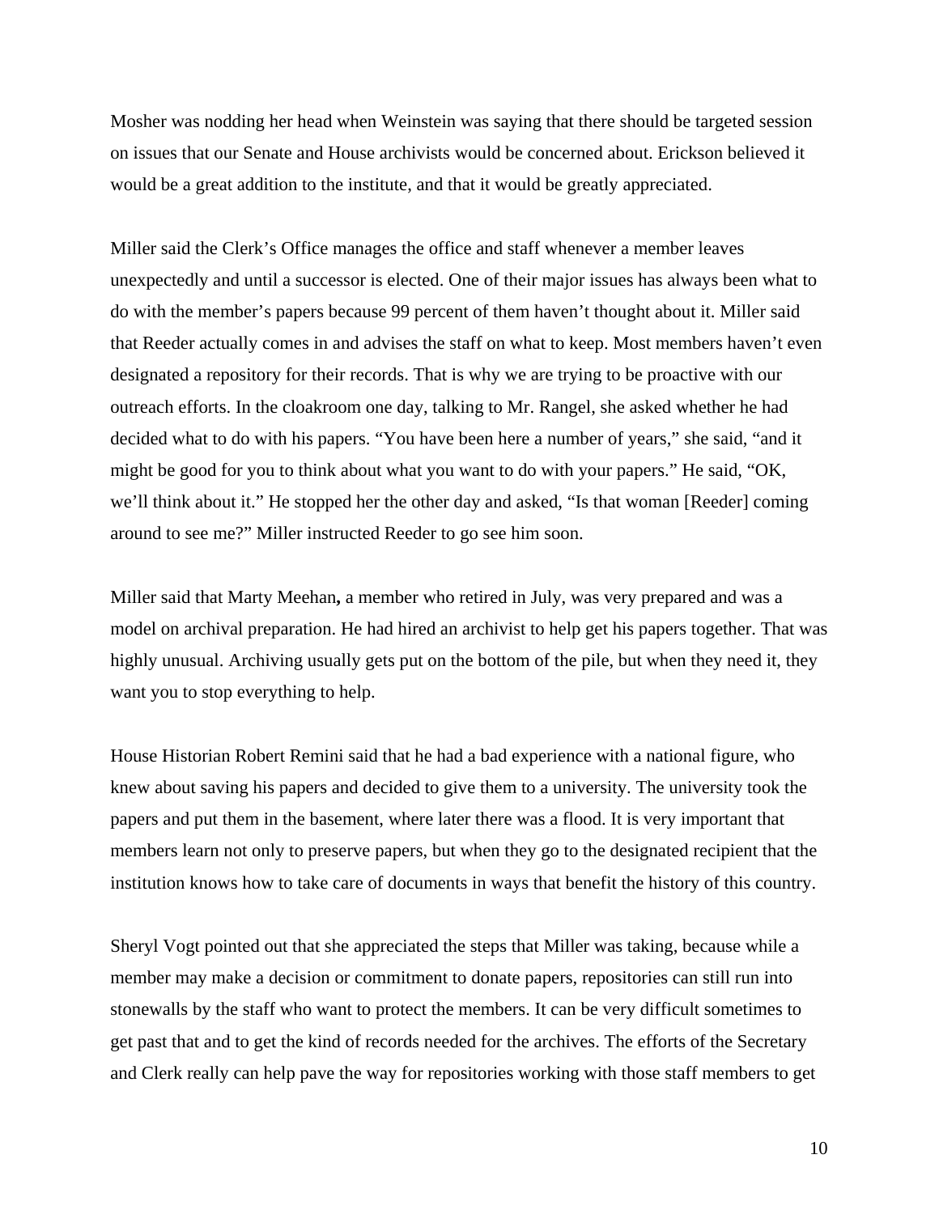Mosher was nodding her head when Weinstein was saying that there should be targeted session on issues that our Senate and House archivists would be concerned about. Erickson believed it would be a great addition to the institute, and that it would be greatly appreciated.

Miller said the Clerk's Office manages the office and staff whenever a member leaves unexpectedly and until a successor is elected. One of their major issues has always been what to do with the member's papers because 99 percent of them haven't thought about it. Miller said that Reeder actually comes in and advises the staff on what to keep. Most members haven't even designated a repository for their records. That is why we are trying to be proactive with our outreach efforts. In the cloakroom one day, talking to Mr. Rangel, she asked whether he had decided what to do with his papers. "You have been here a number of years," she said, "and it might be good for you to think about what you want to do with your papers." He said, "OK, we'll think about it." He stopped her the other day and asked, "Is that woman [Reeder] coming around to see me?" Miller instructed Reeder to go see him soon.

Miller said that Marty Meehan**,** a member who retired in July, was very prepared and was a model on archival preparation. He had hired an archivist to help get his papers together. That was highly unusual. Archiving usually gets put on the bottom of the pile, but when they need it, they want you to stop everything to help.

House Historian Robert Remini said that he had a bad experience with a national figure, who knew about saving his papers and decided to give them to a university. The university took the papers and put them in the basement, where later there was a flood. It is very important that members learn not only to preserve papers, but when they go to the designated recipient that the institution knows how to take care of documents in ways that benefit the history of this country.

Sheryl Vogt pointed out that she appreciated the steps that Miller was taking, because while a member may make a decision or commitment to donate papers, repositories can still run into stonewalls by the staff who want to protect the members. It can be very difficult sometimes to get past that and to get the kind of records needed for the archives. The efforts of the Secretary and Clerk really can help pave the way for repositories working with those staff members to get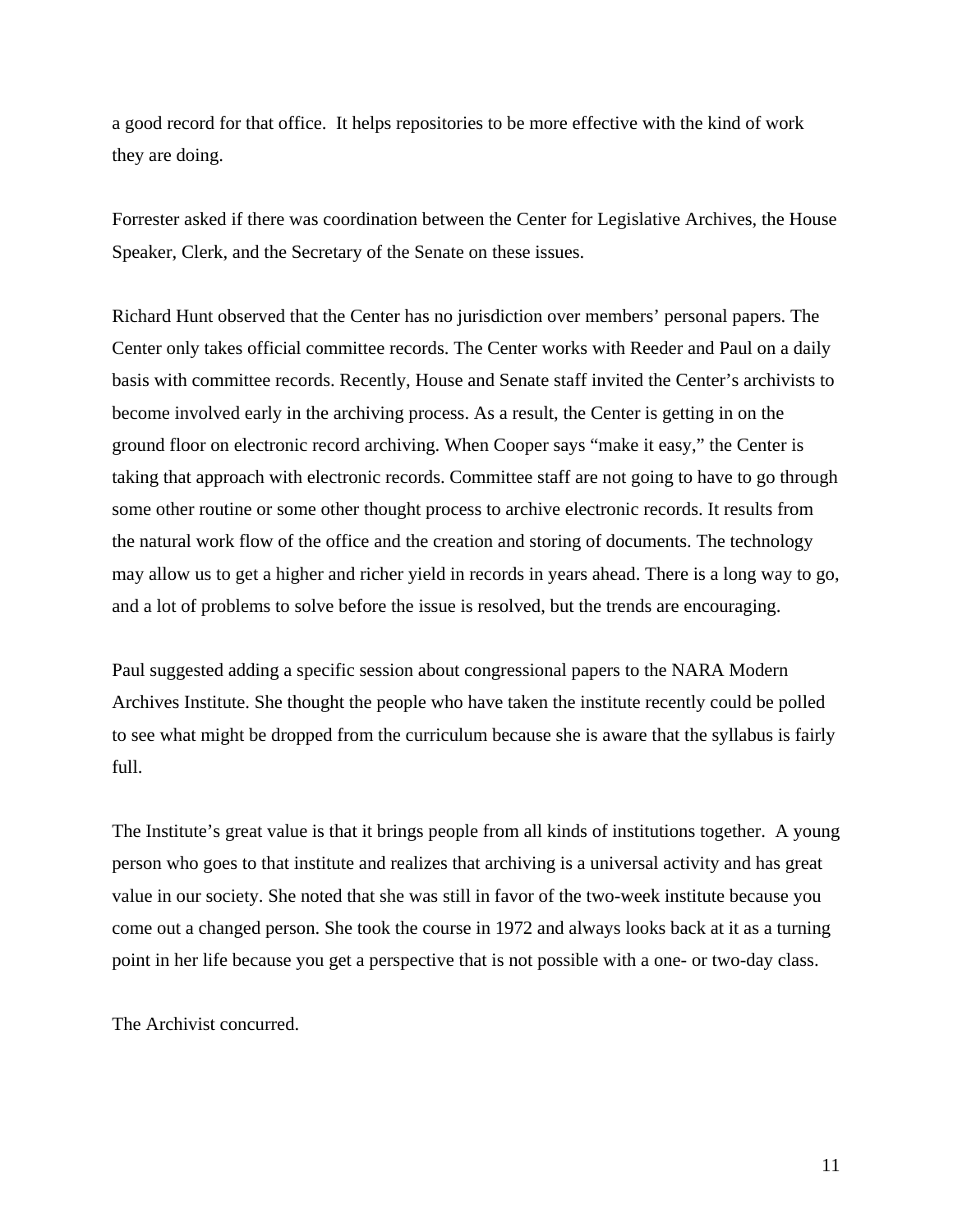a good record for that office. It helps repositories to be more effective with the kind of work they are doing.

Forrester asked if there was coordination between the Center for Legislative Archives, the House Speaker, Clerk, and the Secretary of the Senate on these issues.

Richard Hunt observed that the Center has no jurisdiction over members' personal papers. The Center only takes official committee records. The Center works with Reeder and Paul on a daily basis with committee records. Recently, House and Senate staff invited the Center's archivists to become involved early in the archiving process. As a result, the Center is getting in on the ground floor on electronic record archiving. When Cooper says "make it easy," the Center is taking that approach with electronic records. Committee staff are not going to have to go through some other routine or some other thought process to archive electronic records. It results from the natural work flow of the office and the creation and storing of documents. The technology may allow us to get a higher and richer yield in records in years ahead. There is a long way to go, and a lot of problems to solve before the issue is resolved, but the trends are encouraging.

Paul suggested adding a specific session about congressional papers to the NARA Modern Archives Institute. She thought the people who have taken the institute recently could be polled to see what might be dropped from the curriculum because she is aware that the syllabus is fairly full.

The Institute's great value is that it brings people from all kinds of institutions together. A young person who goes to that institute and realizes that archiving is a universal activity and has great value in our society. She noted that she was still in favor of the two-week institute because you come out a changed person. She took the course in 1972 and always looks back at it as a turning point in her life because you get a perspective that is not possible with a one- or two-day class.

The Archivist concurred.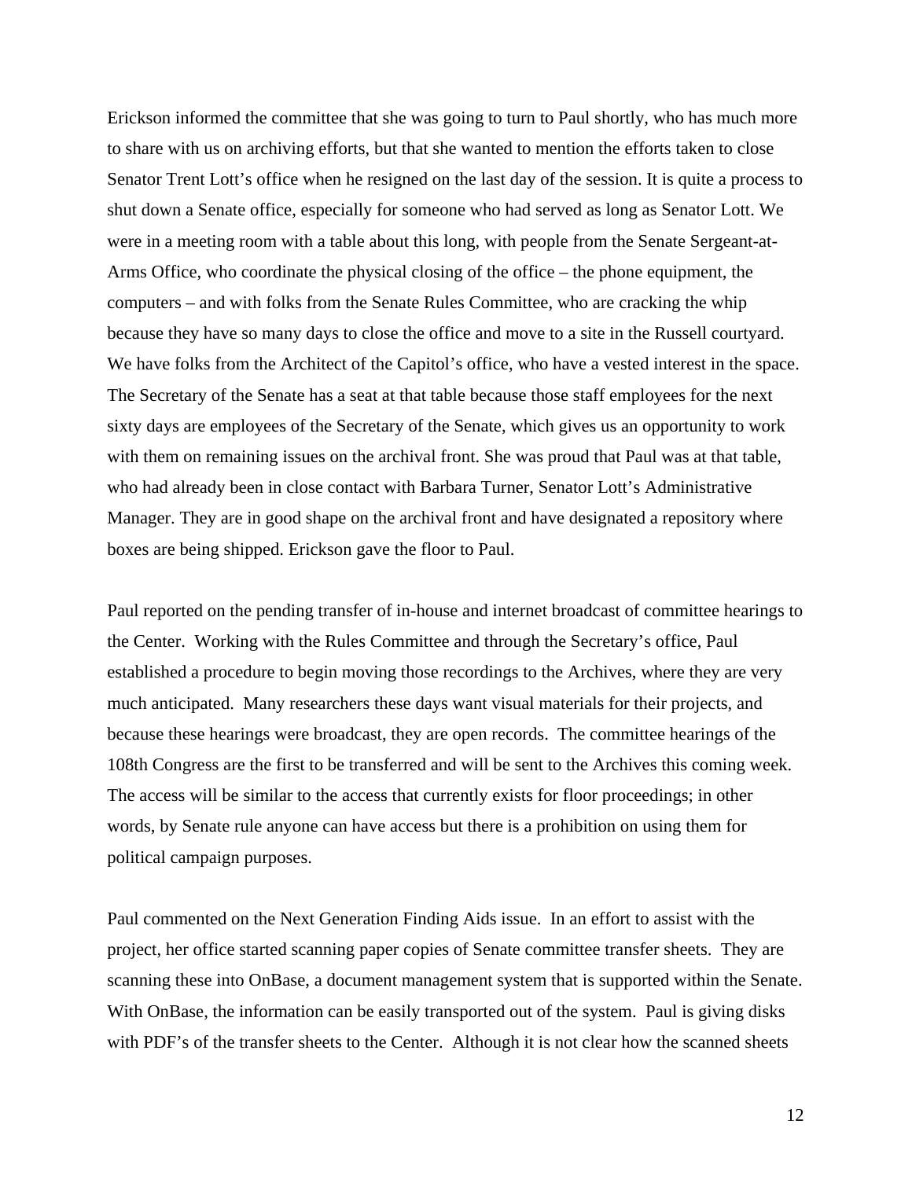Erickson informed the committee that she was going to turn to Paul shortly, who has much more to share with us on archiving efforts, but that she wanted to mention the efforts taken to close Senator Trent Lott's office when he resigned on the last day of the session. It is quite a process to shut down a Senate office, especially for someone who had served as long as Senator Lott. We were in a meeting room with a table about this long, with people from the Senate Sergeant-at-Arms Office, who coordinate the physical closing of the office – the phone equipment, the computers – and with folks from the Senate Rules Committee, who are cracking the whip because they have so many days to close the office and move to a site in the Russell courtyard. We have folks from the Architect of the Capitol's office, who have a vested interest in the space. The Secretary of the Senate has a seat at that table because those staff employees for the next sixty days are employees of the Secretary of the Senate, which gives us an opportunity to work with them on remaining issues on the archival front. She was proud that Paul was at that table, who had already been in close contact with Barbara Turner, Senator Lott's Administrative Manager. They are in good shape on the archival front and have designated a repository where boxes are being shipped. Erickson gave the floor to Paul.

Paul reported on the pending transfer of in-house and internet broadcast of committee hearings to the Center. Working with the Rules Committee and through the Secretary's office, Paul established a procedure to begin moving those recordings to the Archives, where they are very much anticipated. Many researchers these days want visual materials for their projects, and because these hearings were broadcast, they are open records. The committee hearings of the 108th Congress are the first to be transferred and will be sent to the Archives this coming week. The access will be similar to the access that currently exists for floor proceedings; in other words, by Senate rule anyone can have access but there is a prohibition on using them for political campaign purposes.

Paul commented on the Next Generation Finding Aids issue. In an effort to assist with the project, her office started scanning paper copies of Senate committee transfer sheets. They are scanning these into OnBase, a document management system that is supported within the Senate. With OnBase, the information can be easily transported out of the system. Paul is giving disks with PDF's of the transfer sheets to the Center. Although it is not clear how the scanned sheets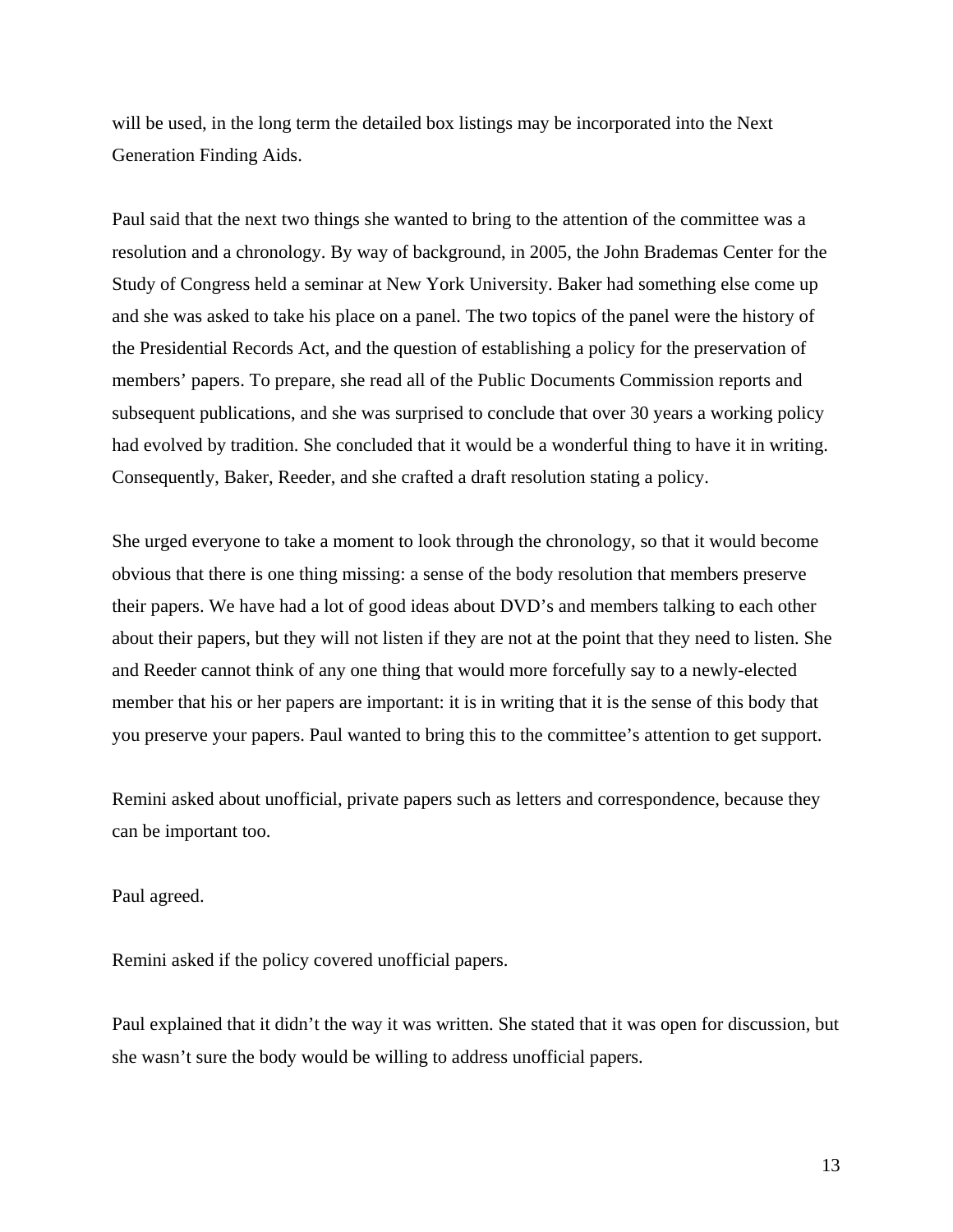will be used, in the long term the detailed box listings may be incorporated into the Next Generation Finding Aids.

Paul said that the next two things she wanted to bring to the attention of the committee was a resolution and a chronology. By way of background, in 2005, the John Brademas Center for the Study of Congress held a seminar at New York University. Baker had something else come up and she was asked to take his place on a panel. The two topics of the panel were the history of the Presidential Records Act, and the question of establishing a policy for the preservation of members' papers. To prepare, she read all of the Public Documents Commission reports and subsequent publications, and she was surprised to conclude that over 30 years a working policy had evolved by tradition. She concluded that it would be a wonderful thing to have it in writing. Consequently, Baker, Reeder, and she crafted a draft resolution stating a policy.

She urged everyone to take a moment to look through the chronology, so that it would become obvious that there is one thing missing: a sense of the body resolution that members preserve their papers. We have had a lot of good ideas about DVD's and members talking to each other about their papers, but they will not listen if they are not at the point that they need to listen. She and Reeder cannot think of any one thing that would more forcefully say to a newly-elected member that his or her papers are important: it is in writing that it is the sense of this body that you preserve your papers. Paul wanted to bring this to the committee's attention to get support.

Remini asked about unofficial, private papers such as letters and correspondence, because they can be important too.

Paul agreed.

Remini asked if the policy covered unofficial papers.

Paul explained that it didn't the way it was written. She stated that it was open for discussion, but she wasn't sure the body would be willing to address unofficial papers.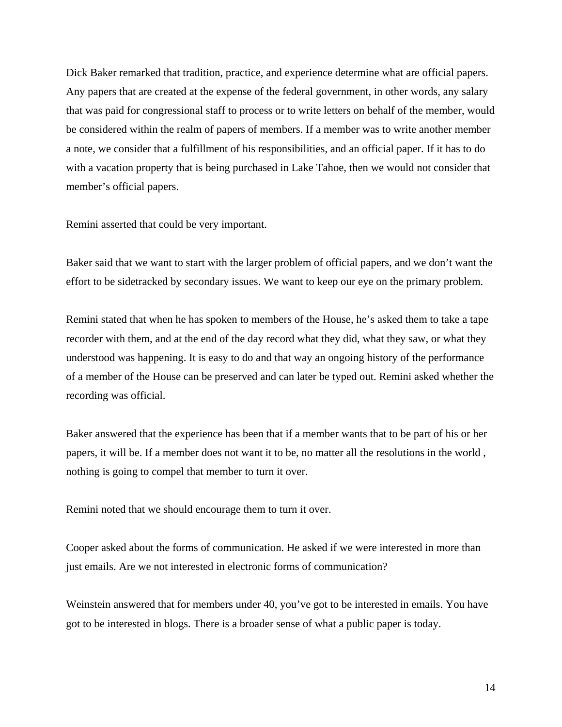Dick Baker remarked that tradition, practice, and experience determine what are official papers. Any papers that are created at the expense of the federal government, in other words, any salary that was paid for congressional staff to process or to write letters on behalf of the member, would be considered within the realm of papers of members. If a member was to write another member a note, we consider that a fulfillment of his responsibilities, and an official paper. If it has to do with a vacation property that is being purchased in Lake Tahoe, then we would not consider that member's official papers.

Remini asserted that could be very important.

Baker said that we want to start with the larger problem of official papers, and we don't want the effort to be sidetracked by secondary issues. We want to keep our eye on the primary problem.

Remini stated that when he has spoken to members of the House, he's asked them to take a tape recorder with them, and at the end of the day record what they did, what they saw, or what they understood was happening. It is easy to do and that way an ongoing history of the performance of a member of the House can be preserved and can later be typed out. Remini asked whether the recording was official.

Baker answered that the experience has been that if a member wants that to be part of his or her papers, it will be. If a member does not want it to be, no matter all the resolutions in the world , nothing is going to compel that member to turn it over.

Remini noted that we should encourage them to turn it over.

Cooper asked about the forms of communication. He asked if we were interested in more than just emails. Are we not interested in electronic forms of communication?

Weinstein answered that for members under 40, you've got to be interested in emails. You have got to be interested in blogs. There is a broader sense of what a public paper is today.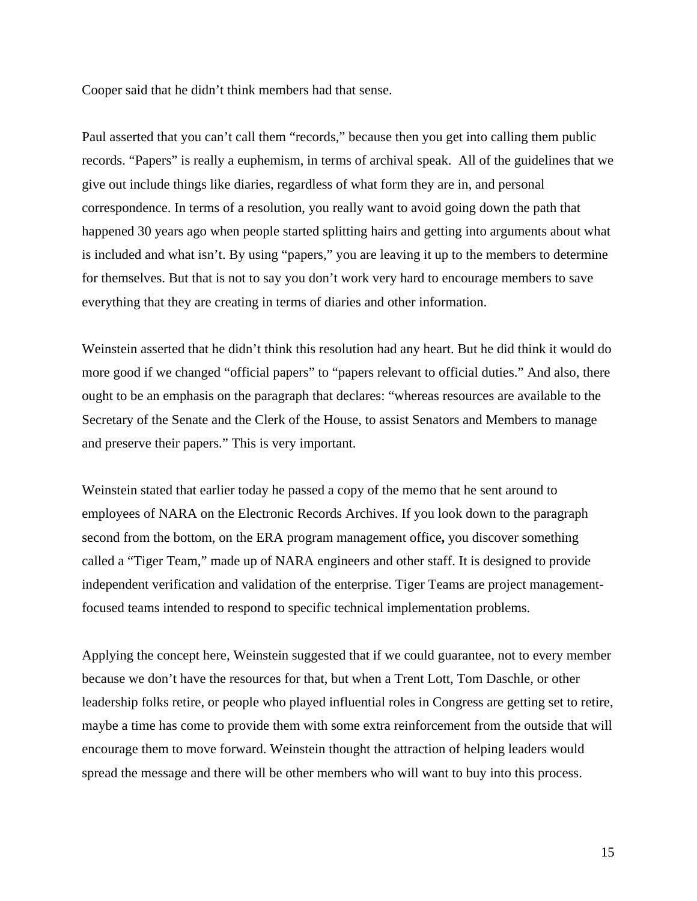Cooper said that he didn't think members had that sense.

Paul asserted that you can't call them "records," because then you get into calling them public records. "Papers" is really a euphemism, in terms of archival speak. All of the guidelines that we give out include things like diaries, regardless of what form they are in, and personal correspondence. In terms of a resolution, you really want to avoid going down the path that happened 30 years ago when people started splitting hairs and getting into arguments about what is included and what isn't. By using "papers," you are leaving it up to the members to determine for themselves. But that is not to say you don't work very hard to encourage members to save everything that they are creating in terms of diaries and other information.

Weinstein asserted that he didn't think this resolution had any heart. But he did think it would do more good if we changed "official papers" to "papers relevant to official duties." And also, there ought to be an emphasis on the paragraph that declares: "whereas resources are available to the Secretary of the Senate and the Clerk of the House, to assist Senators and Members to manage and preserve their papers." This is very important.

Weinstein stated that earlier today he passed a copy of the memo that he sent around to employees of NARA on the Electronic Records Archives. If you look down to the paragraph second from the bottom, on the ERA program management office**,** you discover something called a "Tiger Team," made up of NARA engineers and other staff. It is designed to provide independent verification and validation of the enterprise. Tiger Teams are project management-focused teams intended to respond to specific technical implementation problems.

Applying the concept here, Weinstein suggested that if we could guarantee, not to every member because we don't have the resources for that, but when a Trent Lott, Tom Daschle, or other leadership folks retire, or people who played influential roles in Congress are getting set to retire, maybe a time has come to provide them with some extra reinforcement from the outside that will encourage them to move forward. Weinstein thought the attraction of helping leaders would spread the message and there will be other members who will want to buy into this process.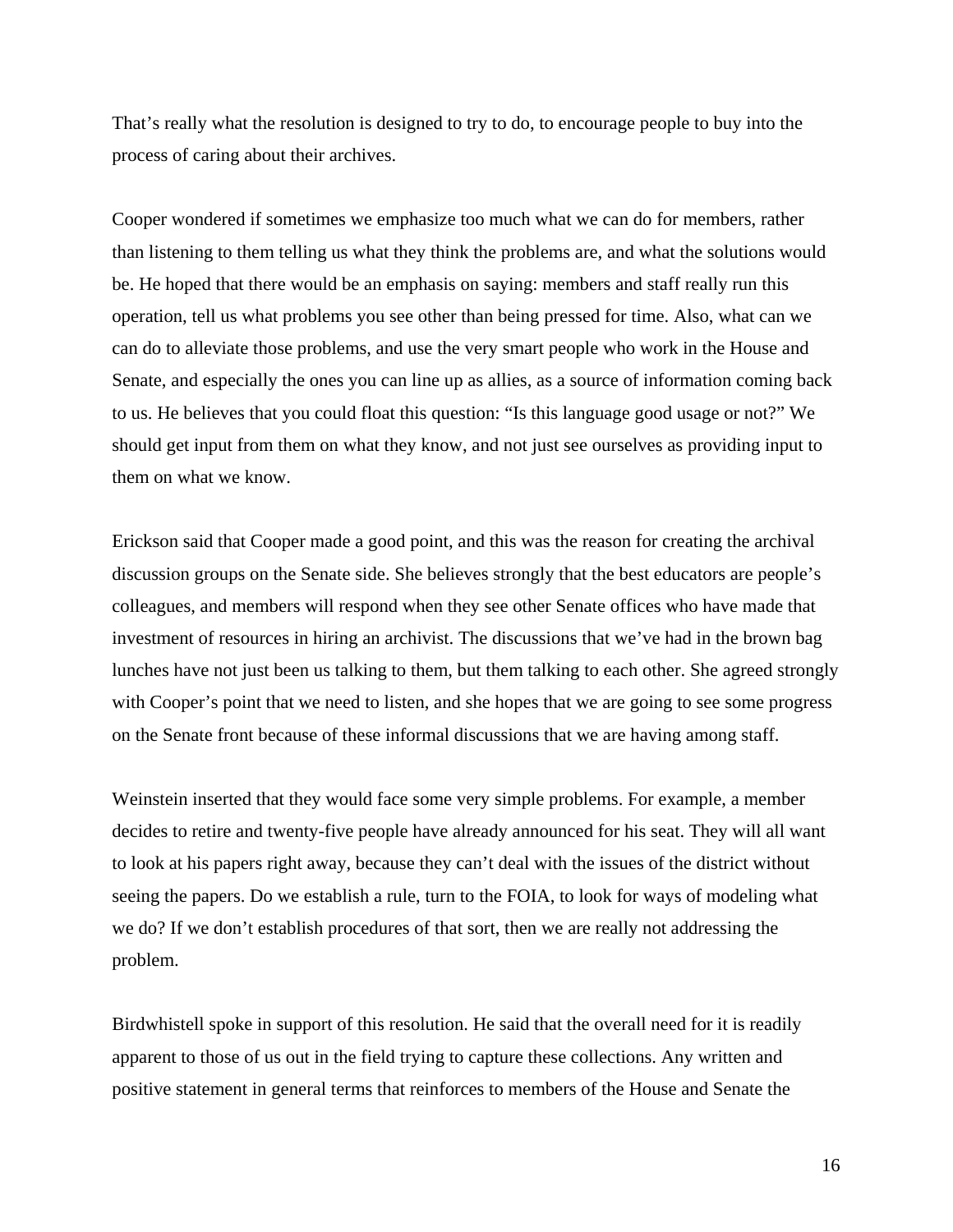That's really what the resolution is designed to try to do, to encourage people to buy into the process of caring about their archives.

Cooper wondered if sometimes we emphasize too much what we can do for members, rather than listening to them telling us what they think the problems are, and what the solutions would be. He hoped that there would be an emphasis on saying: members and staff really run this operation, tell us what problems you see other than being pressed for time. Also, what can we can do to alleviate those problems, and use the very smart people who work in the House and Senate, and especially the ones you can line up as allies, as a source of information coming back to us. He believes that you could float this question: "Is this language good usage or not?" We should get input from them on what they know, and not just see ourselves as providing input to them on what we know.

Erickson said that Cooper made a good point, and this was the reason for creating the archival discussion groups on the Senate side. She believes strongly that the best educators are people's colleagues, and members will respond when they see other Senate offices who have made that investment of resources in hiring an archivist. The discussions that we've had in the brown bag lunches have not just been us talking to them, but them talking to each other. She agreed strongly with Cooper's point that we need to listen, and she hopes that we are going to see some progress on the Senate front because of these informal discussions that we are having among staff.

Weinstein inserted that they would face some very simple problems. For example, a member decides to retire and twenty-five people have already announced for his seat. They will all want to look at his papers right away, because they can't deal with the issues of the district without seeing the papers. Do we establish a rule, turn to the FOIA, to look for ways of modeling what we do? If we don't establish procedures of that sort, then we are really not addressing the problem.

Birdwhistell spoke in support of this resolution. He said that the overall need for it is readily apparent to those of us out in the field trying to capture these collections. Any written and positive statement in general terms that reinforces to members of the House and Senate the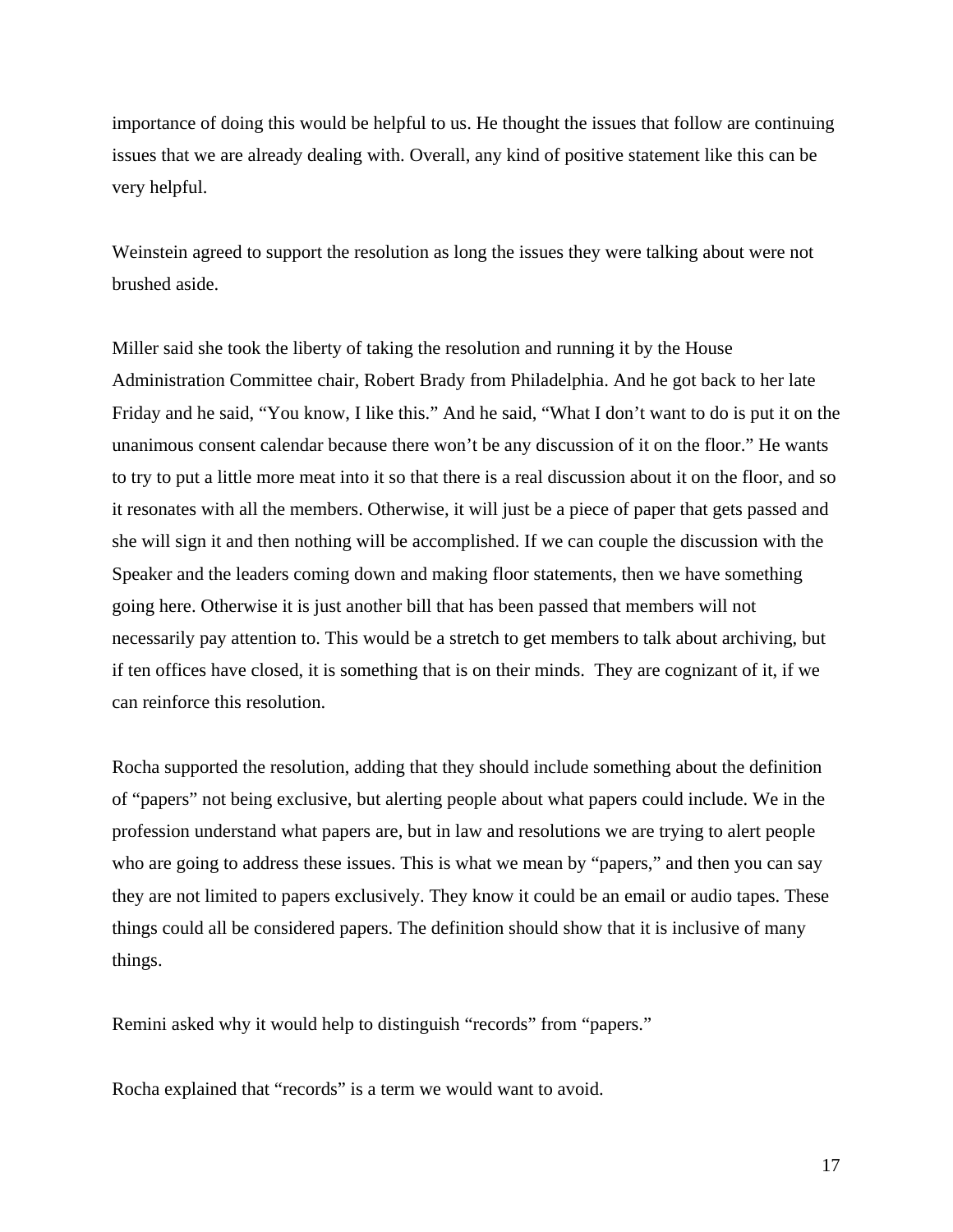importance of doing this would be helpful to us. He thought the issues that follow are continuing issues that we are already dealing with. Overall, any kind of positive statement like this can be very helpful.

Weinstein agreed to support the resolution as long the issues they were talking about were not brushed aside.

Miller said she took the liberty of taking the resolution and running it by the House Administration Committee chair, Robert Brady from Philadelphia. And he got back to her late Friday and he said, "You know, I like this." And he said, "What I don't want to do is put it on the unanimous consent calendar because there won't be any discussion of it on the floor." He wants to try to put a little more meat into it so that there is a real discussion about it on the floor, and so it resonates with all the members. Otherwise, it will just be a piece of paper that gets passed and she will sign it and then nothing will be accomplished. If we can couple the discussion with the Speaker and the leaders coming down and making floor statements, then we have something going here. Otherwise it is just another bill that has been passed that members will not necessarily pay attention to. This would be a stretch to get members to talk about archiving, but if ten offices have closed, it is something that is on their minds. They are cognizant of it, if we can reinforce this resolution.

Rocha supported the resolution, adding that they should include something about the definition of "papers" not being exclusive, but alerting people about what papers could include. We in the profession understand what papers are, but in law and resolutions we are trying to alert people who are going to address these issues. This is what we mean by "papers," and then you can say they are not limited to papers exclusively. They know it could be an email or audio tapes. These things could all be considered papers. The definition should show that it is inclusive of many things.

Remini asked why it would help to distinguish "records" from "papers."

Rocha explained that "records" is a term we would want to avoid.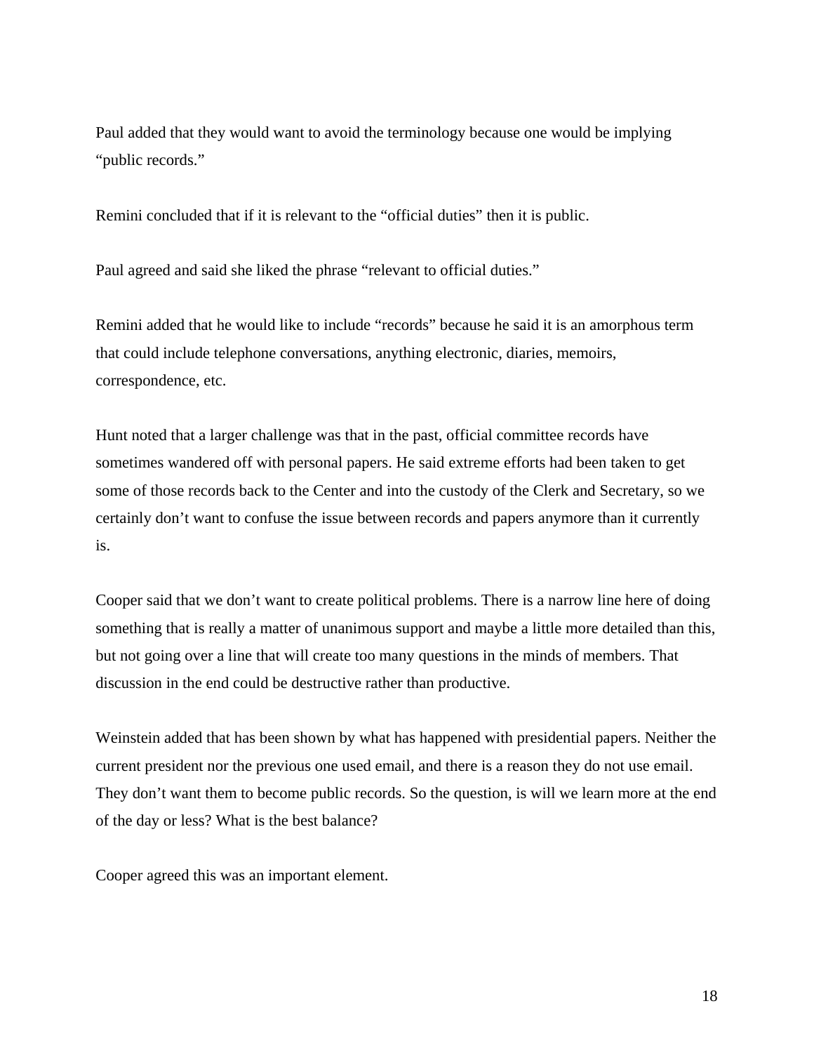Paul added that they would want to avoid the terminology because one would be implying "public records."

Remini concluded that if it is relevant to the "official duties" then it is public.

Paul agreed and said she liked the phrase "relevant to official duties."

Remini added that he would like to include "records" because he said it is an amorphous term that could include telephone conversations, anything electronic, diaries, memoirs, correspondence, etc.

Hunt noted that a larger challenge was that in the past, official committee records have sometimes wandered off with personal papers. He said extreme efforts had been taken to get some of those records back to the Center and into the custody of the Clerk and Secretary, so we certainly don't want to confuse the issue between records and papers anymore than it currently is.

Cooper said that we don't want to create political problems. There is a narrow line here of doing something that is really a matter of unanimous support and maybe a little more detailed than this, but not going over a line that will create too many questions in the minds of members. That discussion in the end could be destructive rather than productive.

Weinstein added that has been shown by what has happened with presidential papers. Neither the current president nor the previous one used email, and there is a reason they do not use email. They don't want them to become public records. So the question, is will we learn more at the end of the day or less? What is the best balance?

Cooper agreed this was an important element.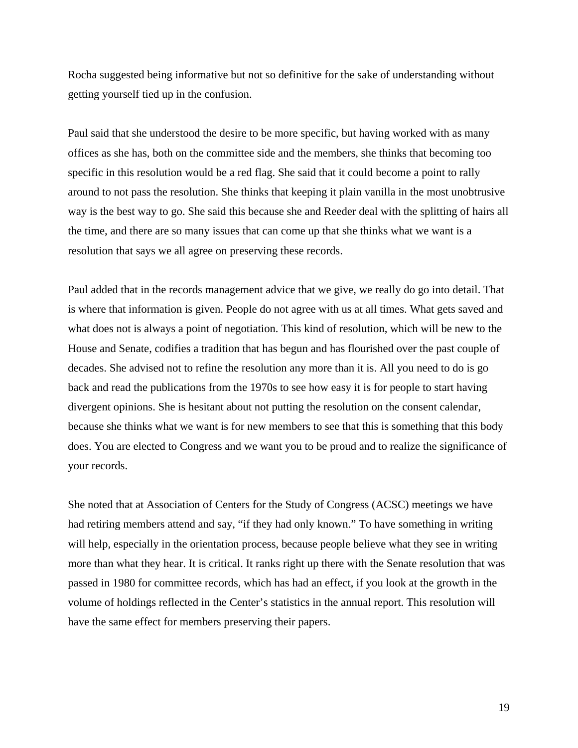Rocha suggested being informative but not so definitive for the sake of understanding without getting yourself tied up in the confusion.

Paul said that she understood the desire to be more specific, but having worked with as many offices as she has, both on the committee side and the members, she thinks that becoming too specific in this resolution would be a red flag. She said that it could become a point to rally around to not pass the resolution. She thinks that keeping it plain vanilla in the most unobtrusive way is the best way to go. She said this because she and Reeder deal with the splitting of hairs all the time, and there are so many issues that can come up that she thinks what we want is a resolution that says we all agree on preserving these records.

Paul added that in the records management advice that we give, we really do go into detail. That is where that information is given. People do not agree with us at all times. What gets saved and what does not is always a point of negotiation. This kind of resolution, which will be new to the House and Senate, codifies a tradition that has begun and has flourished over the past couple of decades. She advised not to refine the resolution any more than it is. All you need to do is go back and read the publications from the 1970s to see how easy it is for people to start having divergent opinions. She is hesitant about not putting the resolution on the consent calendar, because she thinks what we want is for new members to see that this is something that this body does. You are elected to Congress and we want you to be proud and to realize the significance of your records.

She noted that at Association of Centers for the Study of Congress (ACSC) meetings we have had retiring members attend and say, "if they had only known." To have something in writing will help, especially in the orientation process, because people believe what they see in writing more than what they hear. It is critical. It ranks right up there with the Senate resolution that was passed in 1980 for committee records, which has had an effect, if you look at the growth in the volume of holdings reflected in the Center's statistics in the annual report. This resolution will have the same effect for members preserving their papers.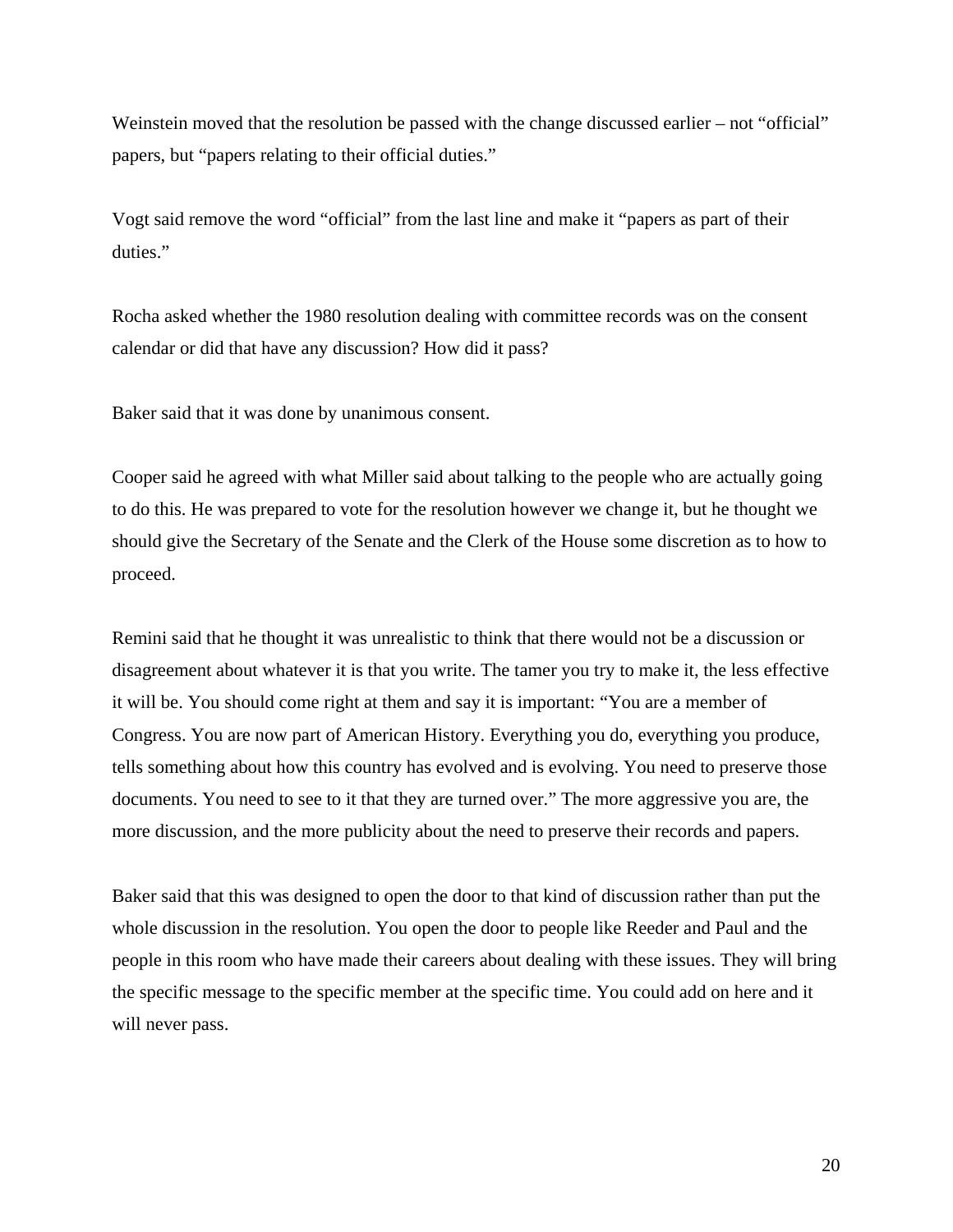Weinstein moved that the resolution be passed with the change discussed earlier – not "official" papers, but "papers relating to their official duties."

Vogt said remove the word "official" from the last line and make it "papers as part of their duties."

Rocha asked whether the 1980 resolution dealing with committee records was on the consent calendar or did that have any discussion? How did it pass?

Baker said that it was done by unanimous consent.

Cooper said he agreed with what Miller said about talking to the people who are actually going to do this. He was prepared to vote for the resolution however we change it, but he thought we should give the Secretary of the Senate and the Clerk of the House some discretion as to how to proceed.

Remini said that he thought it was unrealistic to think that there would not be a discussion or disagreement about whatever it is that you write. The tamer you try to make it, the less effective it will be. You should come right at them and say it is important: "You are a member of Congress. You are now part of American History. Everything you do, everything you produce, tells something about how this country has evolved and is evolving. You need to preserve those documents. You need to see to it that they are turned over." The more aggressive you are, the more discussion, and the more publicity about the need to preserve their records and papers.

Baker said that this was designed to open the door to that kind of discussion rather than put the whole discussion in the resolution. You open the door to people like Reeder and Paul and the people in this room who have made their careers about dealing with these issues. They will bring the specific message to the specific member at the specific time. You could add on here and it will never pass.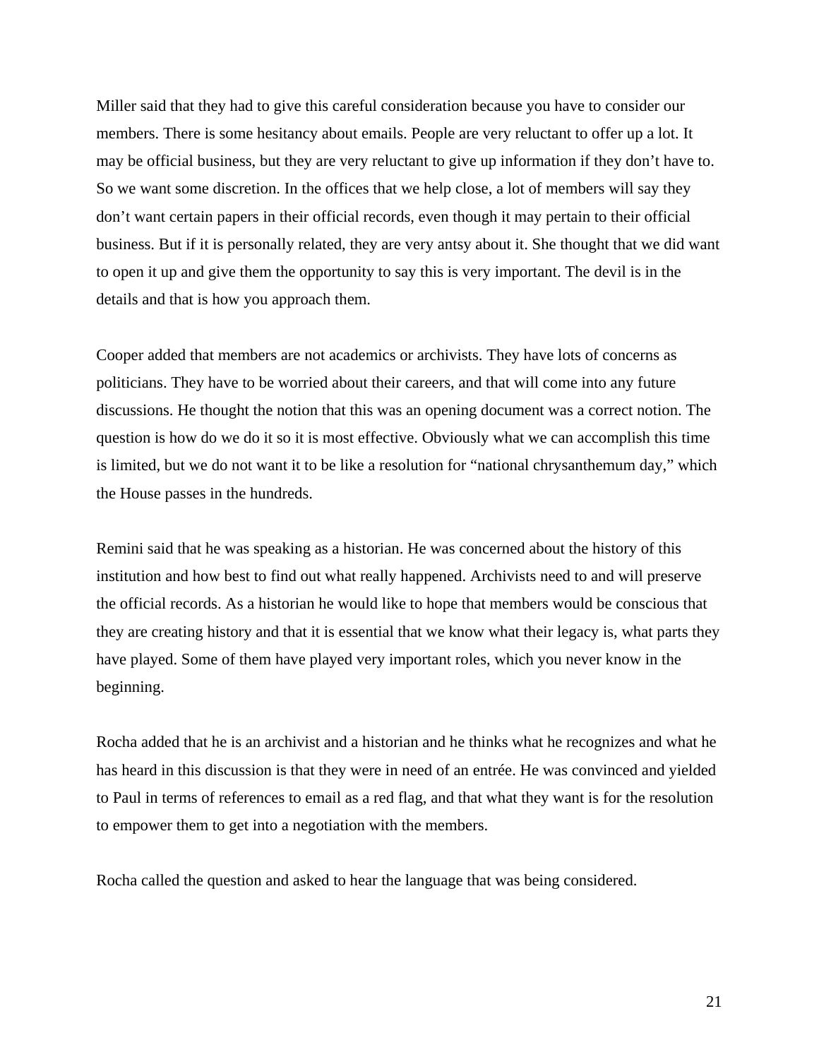Miller said that they had to give this careful consideration because you have to consider our members. There is some hesitancy about emails. People are very reluctant to offer up a lot. It may be official business, but they are very reluctant to give up information if they don't have to. So we want some discretion. In the offices that we help close, a lot of members will say they don't want certain papers in their official records, even though it may pertain to their official business. But if it is personally related, they are very antsy about it. She thought that we did want to open it up and give them the opportunity to say this is very important. The devil is in the details and that is how you approach them.

Cooper added that members are not academics or archivists. They have lots of concerns as politicians. They have to be worried about their careers, and that will come into any future discussions. He thought the notion that this was an opening document was a correct notion. The question is how do we do it so it is most effective. Obviously what we can accomplish this time is limited, but we do not want it to be like a resolution for "national chrysanthemum day," which the House passes in the hundreds.

Remini said that he was speaking as a historian. He was concerned about the history of this institution and how best to find out what really happened. Archivists need to and will preserve the official records. As a historian he would like to hope that members would be conscious that they are creating history and that it is essential that we know what their legacy is, what parts they have played. Some of them have played very important roles, which you never know in the beginning.

Rocha added that he is an archivist and a historian and he thinks what he recognizes and what he has heard in this discussion is that they were in need of an entrée. He was convinced and yielded to Paul in terms of references to email as a red flag, and that what they want is for the resolution to empower them to get into a negotiation with the members.

Rocha called the question and asked to hear the language that was being considered.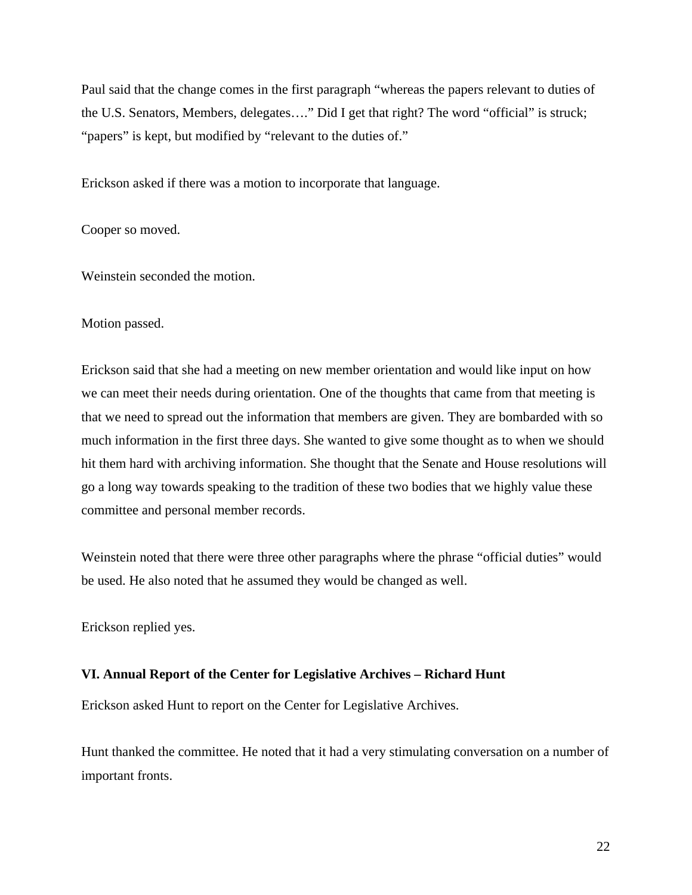Paul said that the change comes in the first paragraph "whereas the papers relevant to duties of the U.S. Senators, Members, delegates…." Did I get that right? The word "official" is struck; "papers" is kept, but modified by "relevant to the duties of."

Erickson asked if there was a motion to incorporate that language.

Cooper so moved.

Weinstein seconded the motion.

Motion passed.

Erickson said that she had a meeting on new member orientation and would like input on how we can meet their needs during orientation. One of the thoughts that came from that meeting is that we need to spread out the information that members are given. They are bombarded with so much information in the first three days. She wanted to give some thought as to when we should hit them hard with archiving information. She thought that the Senate and House resolutions will go a long way towards speaking to the tradition of these two bodies that we highly value these committee and personal member records.

Weinstein noted that there were three other paragraphs where the phrase "official duties" would be used. He also noted that he assumed they would be changed as well.

Erickson replied yes.

**VI. Annual Report of the Center for Legislative Archives – Richard Hunt**

Erickson asked Hunt to report on the Center for Legislative Archives.

Hunt thanked the committee. He noted that it had a very stimulating conversation on a number of important fronts.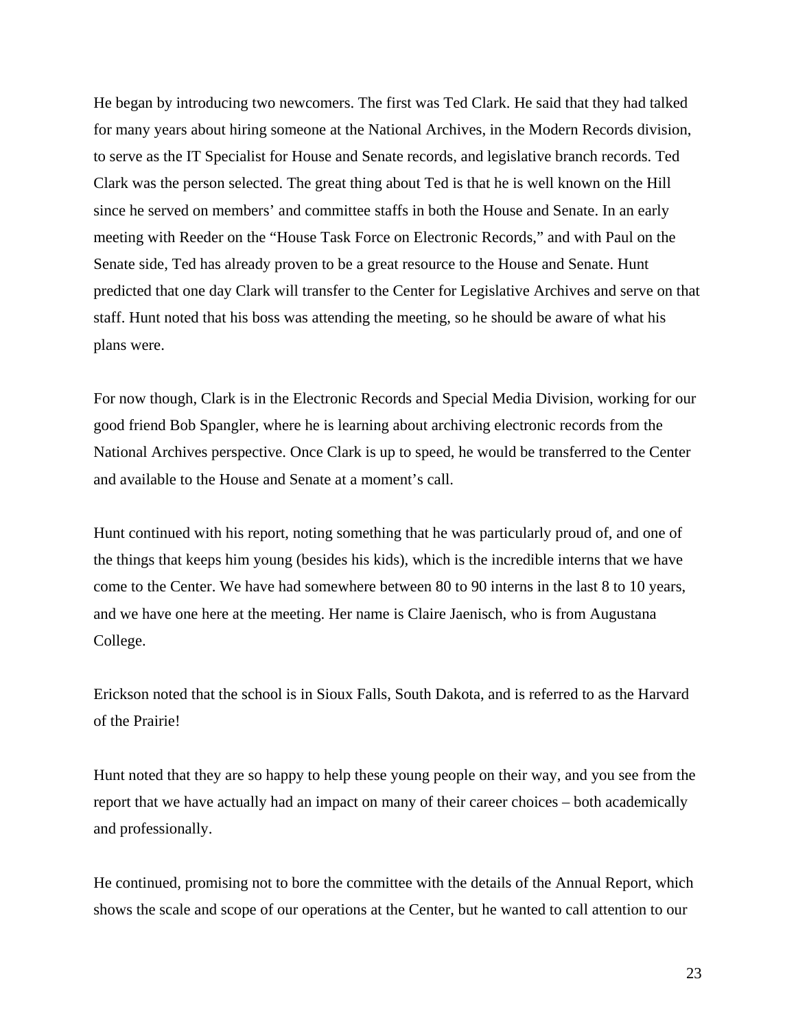He began by introducing two newcomers. The first was Ted Clark. He said that they had talked for many years about hiring someone at the National Archives, in the Modern Records division, to serve as the IT Specialist for House and Senate records, and legislative branch records. Ted Clark was the person selected. The great thing about Ted is that he is well known on the Hill since he served on members' and committee staffs in both the House and Senate. In an early meeting with Reeder on the "House Task Force on Electronic Records," and with Paul on the Senate side, Ted has already proven to be a great resource to the House and Senate. Hunt predicted that one day Clark will transfer to the Center for Legislative Archives and serve on that staff. Hunt noted that his boss was attending the meeting, so he should be aware of what his plans were.

For now though, Clark is in the Electronic Records and Special Media Division, working for our good friend Bob Spangler, where he is learning about archiving electronic records from the National Archives perspective. Once Clark is up to speed, he would be transferred to the Center and available to the House and Senate at a moment's call.

Hunt continued with his report, noting something that he was particularly proud of, and one of the things that keeps him young (besides his kids), which is the incredible interns that we have come to the Center. We have had somewhere between 80 to 90 interns in the last 8 to 10 years, and we have one here at the meeting. Her name is Claire Jaenisch, who is from Augustana College.

Erickson noted that the school is in Sioux Falls, South Dakota, and is referred to as the Harvard of the Prairie!

Hunt noted that they are so happy to help these young people on their way, and you see from the report that we have actually had an impact on many of their career choices – both academically and professionally.

He continued, promising not to bore the committee with the details of the Annual Report, which shows the scale and scope of our operations at the Center, but he wanted to call attention to our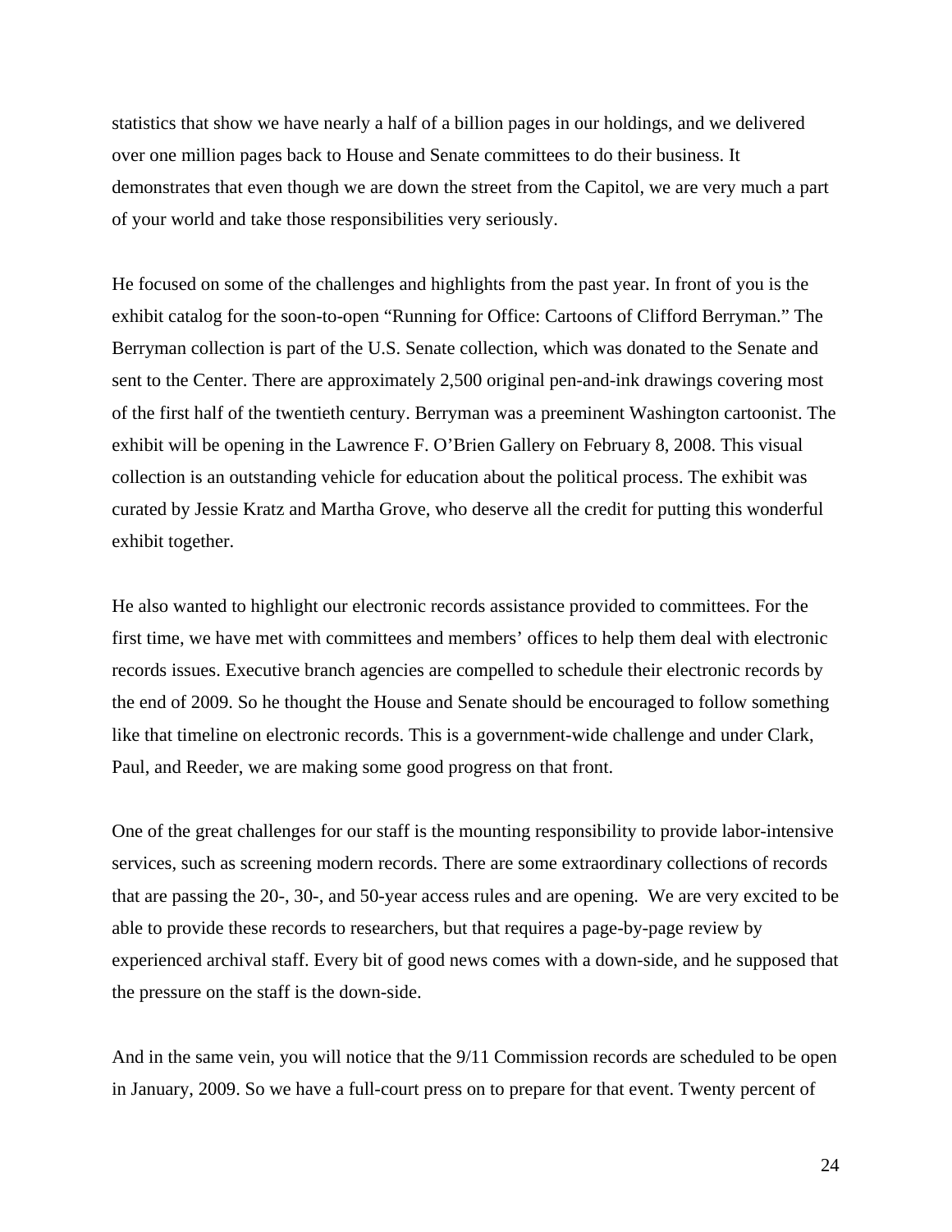statistics that show we have nearly a half of a billion pages in our holdings, and we delivered over one million pages back to House and Senate committees to do their business. It demonstrates that even though we are down the street from the Capitol, we are very much a part of your world and take those responsibilities very seriously.

He focused on some of the challenges and highlights from the past year. In front of you is the exhibit catalog for the soon-to-open "Running for Office: Cartoons of Clifford Berryman." The Berryman collection is part of the U.S. Senate collection, which was donated to the Senate and sent to the Center. There are approximately 2,500 original pen-and-ink drawings covering most of the first half of the twentieth century. Berryman was a preeminent Washington cartoonist. The exhibit will be opening in the Lawrence F. O'Brien Gallery on February 8, 2008. This visual collection is an outstanding vehicle for education about the political process. The exhibit was curated by Jessie Kratz and Martha Grove, who deserve all the credit for putting this wonderful exhibit together.

He also wanted to highlight our electronic records assistance provided to committees. For the first time, we have met with committees and members' offices to help them deal with electronic records issues. Executive branch agencies are compelled to schedule their electronic records by the end of 2009. So he thought the House and Senate should be encouraged to follow something like that timeline on electronic records. This is a government-wide challenge and under Clark, Paul, and Reeder, we are making some good progress on that front.

One of the great challenges for our staff is the mounting responsibility to provide labor-intensive services, such as screening modern records. There are some extraordinary collections of records that are passing the 20-, 30-, and 50-year access rules and are opening. We are very excited to be able to provide these records to researchers, but that requires a page-by-page review by experienced archival staff. Every bit of good news comes with a down-side, and he supposed that the pressure on the staff is the down-side.

And in the same vein, you will notice that the 9/11 Commission records are scheduled to be open in January, 2009. So we have a full-court press on to prepare for that event. Twenty percent of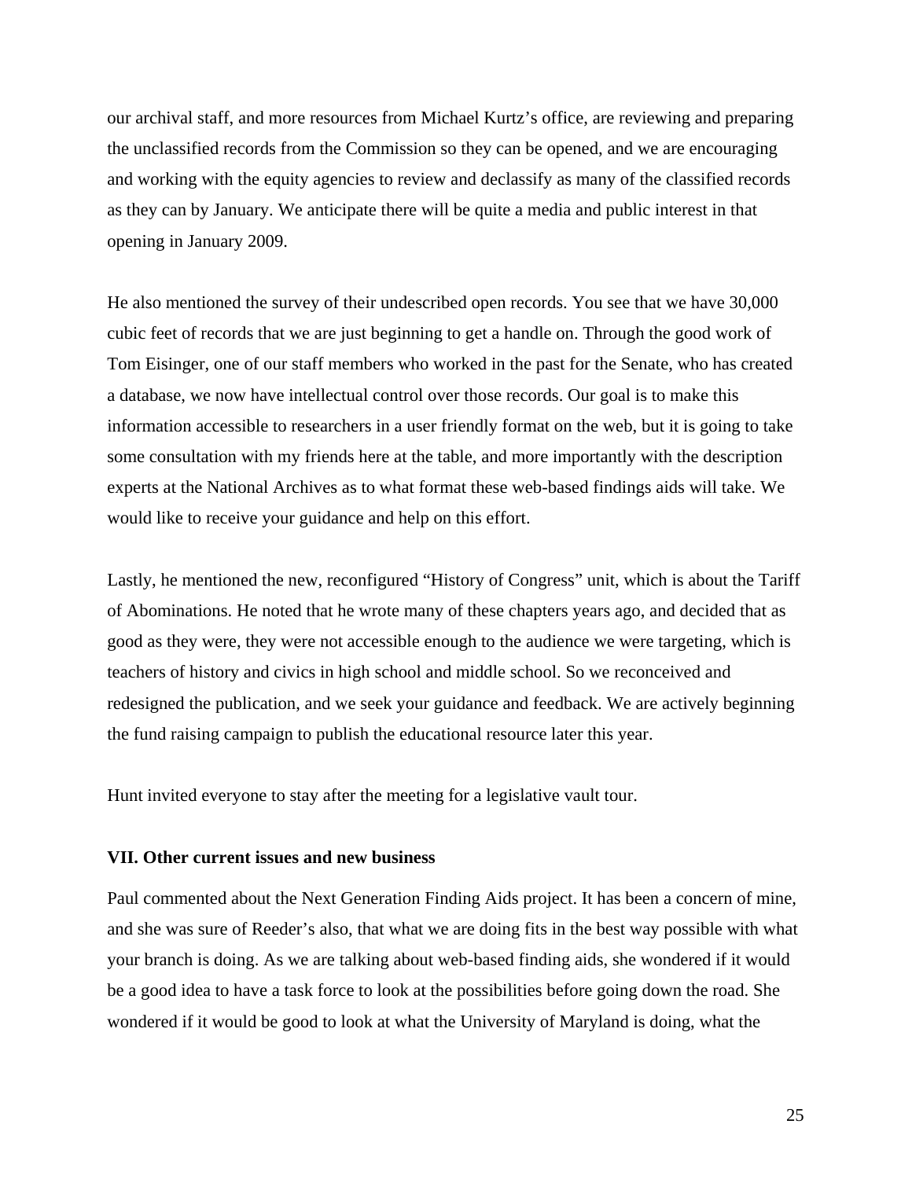our archival staff, and more resources from Michael Kurtz's office, are reviewing and preparing the unclassified records from the Commission so they can be opened, and we are encouraging and working with the equity agencies to review and declassify as many of the classified records as they can by January. We anticipate there will be quite a media and public interest in that opening in January 2009.

He also mentioned the survey of their undescribed open records. You see that we have 30,000 cubic feet of records that we are just beginning to get a handle on. Through the good work of Tom Eisinger, one of our staff members who worked in the past for the Senate, who has created a database, we now have intellectual control over those records. Our goal is to make this information accessible to researchers in a user friendly format on the web, but it is going to take some consultation with my friends here at the table, and more importantly with the description experts at the National Archives as to what format these web-based findings aids will take. We would like to receive your guidance and help on this effort.

Lastly, he mentioned the new, reconfigured "History of Congress" unit, which is about the Tariff of Abominations. He noted that he wrote many of these chapters years ago, and decided that as good as they were, they were not accessible enough to the audience we were targeting, which is teachers of history and civics in high school and middle school. So we reconceived and redesigned the publication, and we seek your guidance and feedback. We are actively beginning the fund raising campaign to publish the educational resource later this year.

Hunt invited everyone to stay after the meeting for a legislative vault tour.

**VII. Other current issues and new business**

Paul commented about the Next Generation Finding Aids project. It has been a concern of mine, and she was sure of Reeder's also, that what we are doing fits in the best way possible with what your branch is doing. As we are talking about web-based finding aids, she wondered if it would be a good idea to have a task force to look at the possibilities before going down the road. She wondered if it would be good to look at what the University of Maryland is doing, what the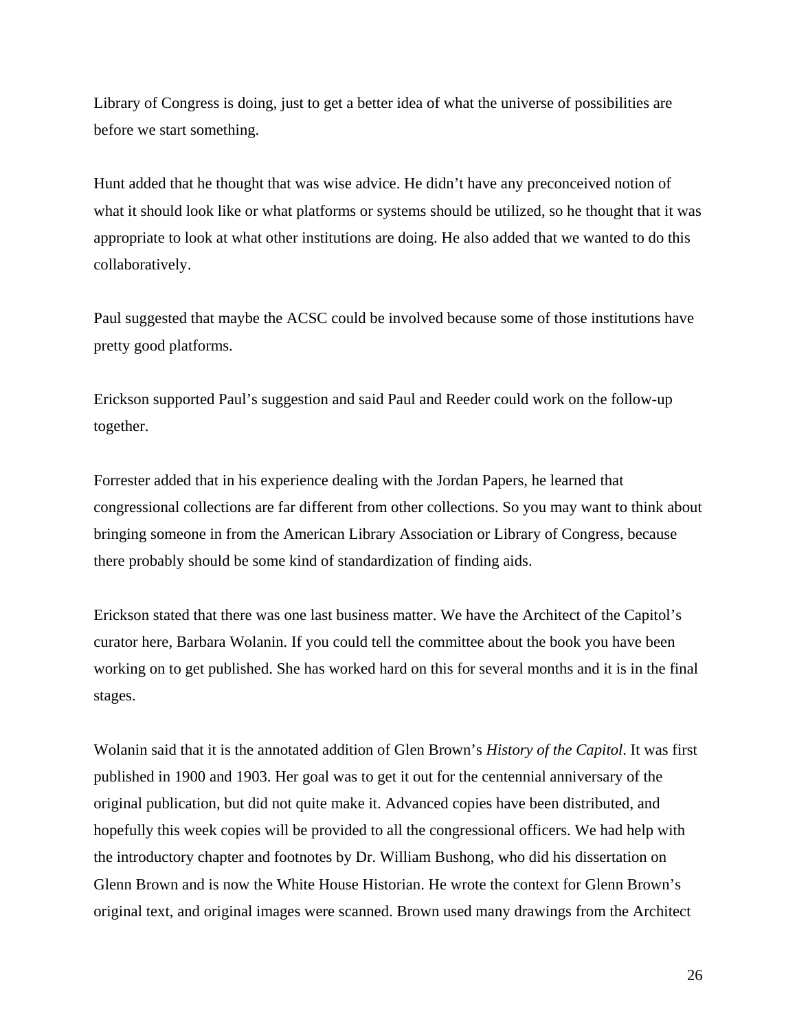Library of Congress is doing, just to get a better idea of what the universe of possibilities are before we start something.

Hunt added that he thought that was wise advice. He didn't have any preconceived notion of what it should look like or what platforms or systems should be utilized, so he thought that it was appropriate to look at what other institutions are doing. He also added that we wanted to do this collaboratively.

Paul suggested that maybe the ACSC could be involved because some of those institutions have pretty good platforms.

Erickson supported Paul's suggestion and said Paul and Reeder could work on the follow-up together.

Forrester added that in his experience dealing with the Jordan Papers, he learned that congressional collections are far different from other collections. So you may want to think about bringing someone in from the American Library Association or Library of Congress, because there probably should be some kind of standardization of finding aids.

Erickson stated that there was one last business matter. We have the Architect of the Capitol's curator here, Barbara Wolanin. If you could tell the committee about the book you have been working on to get published. She has worked hard on this for several months and it is in the final stages.

Wolanin said that it is the annotated addition of Glen Brown's *History of the Capitol*. It was first published in 1900 and 1903. Her goal was to get it out for the centennial anniversary of the original publication, but did not quite make it. Advanced copies have been distributed, and hopefully this week copies will be provided to all the congressional officers. We had help with the introductory chapter and footnotes by Dr. William Bushong, who did his dissertation on Glenn Brown and is now the White House Historian. He wrote the context for Glenn Brown's original text, and original images were scanned. Brown used many drawings from the Architect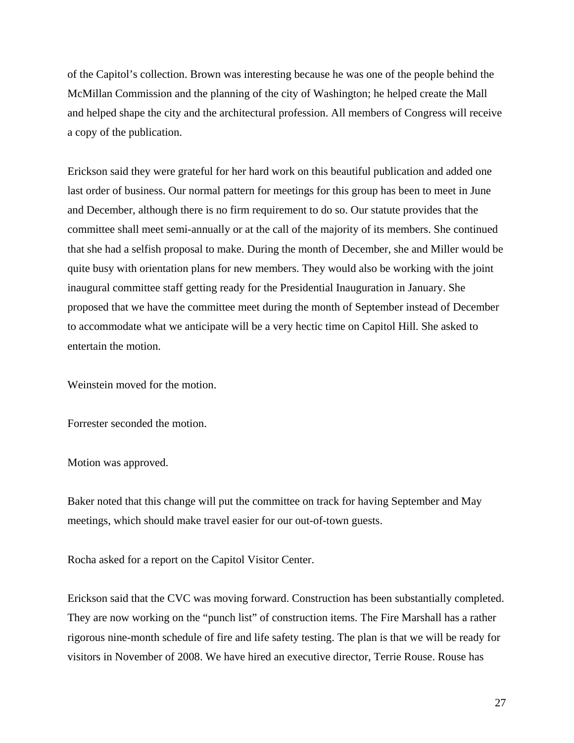of the Capitol's collection. Brown was interesting because he was one of the people behind the McMillan Commission and the planning of the city of Washington; he helped create the Mall and helped shape the city and the architectural profession. All members of Congress will receive a copy of the publication.

Erickson said they were grateful for her hard work on this beautiful publication and added one last order of business. Our normal pattern for meetings for this group has been to meet in June and December, although there is no firm requirement to do so. Our statute provides that the committee shall meet semi-annually or at the call of the majority of its members. She continued that she had a selfish proposal to make. During the month of December, she and Miller would be quite busy with orientation plans for new members. They would also be working with the joint inaugural committee staff getting ready for the Presidential Inauguration in January. She proposed that we have the committee meet during the month of September instead of December to accommodate what we anticipate will be a very hectic time on Capitol Hill. She asked to entertain the motion.

Weinstein moved for the motion.

Forrester seconded the motion.

Motion was approved.

Baker noted that this change will put the committee on track for having September and May meetings, which should make travel easier for our out-of-town guests.

Rocha asked for a report on the Capitol Visitor Center.

Erickson said that the CVC was moving forward. Construction has been substantially completed. They are now working on the "punch list" of construction items. The Fire Marshall has a rather rigorous nine-month schedule of fire and life safety testing. The plan is that we will be ready for visitors in November of 2008. We have hired an executive director, Terrie Rouse. Rouse has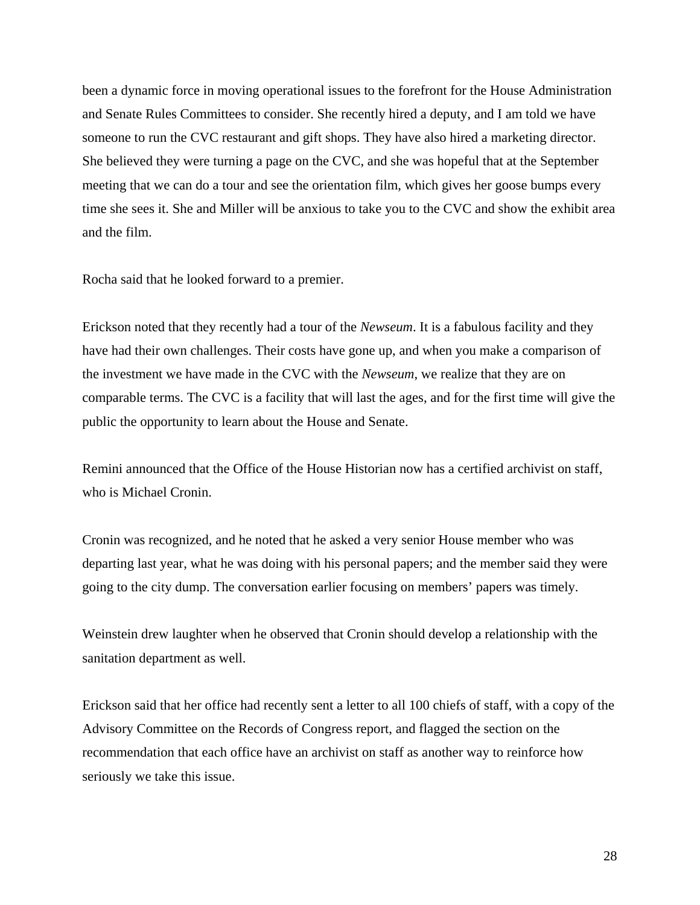been a dynamic force in moving operational issues to the forefront for the House Administration and Senate Rules Committees to consider. She recently hired a deputy, and I am told we have someone to run the CVC restaurant and gift shops. They have also hired a marketing director. She believed they were turning a page on the CVC, and she was hopeful that at the September meeting that we can do a tour and see the orientation film, which gives her goose bumps every time she sees it. She and Miller will be anxious to take you to the CVC and show the exhibit area and the film.

Rocha said that he looked forward to a premier.

Erickson noted that they recently had a tour of the *Newseum*. It is a fabulous facility and they have had their own challenges. Their costs have gone up, and when you make a comparison of the investment we have made in the CVC with the *Newseum*, we realize that they are on comparable terms. The CVC is a facility that will last the ages, and for the first time will give the public the opportunity to learn about the House and Senate.

Remini announced that the Office of the House Historian now has a certified archivist on staff, who is Michael Cronin.

Cronin was recognized, and he noted that he asked a very senior House member who was departing last year, what he was doing with his personal papers; and the member said they were going to the city dump. The conversation earlier focusing on members' papers was timely.

Weinstein drew laughter when he observed that Cronin should develop a relationship with the sanitation department as well.

Erickson said that her office had recently sent a letter to all 100 chiefs of staff, with a copy of the Advisory Committee on the Records of Congress report, and flagged the section on the recommendation that each office have an archivist on staff as another way to reinforce how seriously we take this issue.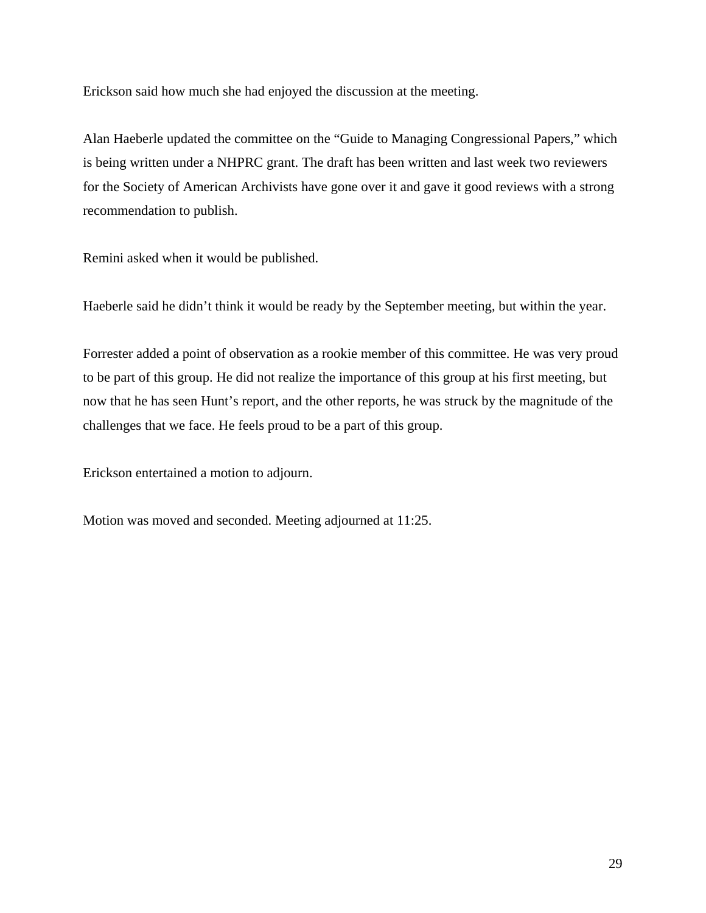Erickson said how much she had enjoyed the discussion at the meeting.

Alan Haeberle updated the committee on the “Guide to Managing Congressional Papers,” which is being written under a NHPRC grant. The draft has been written and last week two reviewers for the Society of American Archivists have gone over it and gave it good reviews with a strong recommendation to publish.

Remini asked when it would be published.

Haeberle said he didn’t think it would be ready by the September meeting, but within the year.

Forrester added a point of observation as a rookie member of this committee. He was very proud to be part of this group. He did not realize the importance of this group at his first meeting, but now that he has seen Hunt’s report, and the other reports, he was struck by the magnitude of the challenges that we face. He feels proud to be a part of this group.

Erickson entertained a motion to adjourn.

Motion was moved and seconded. Meeting adjourned at 11:25.